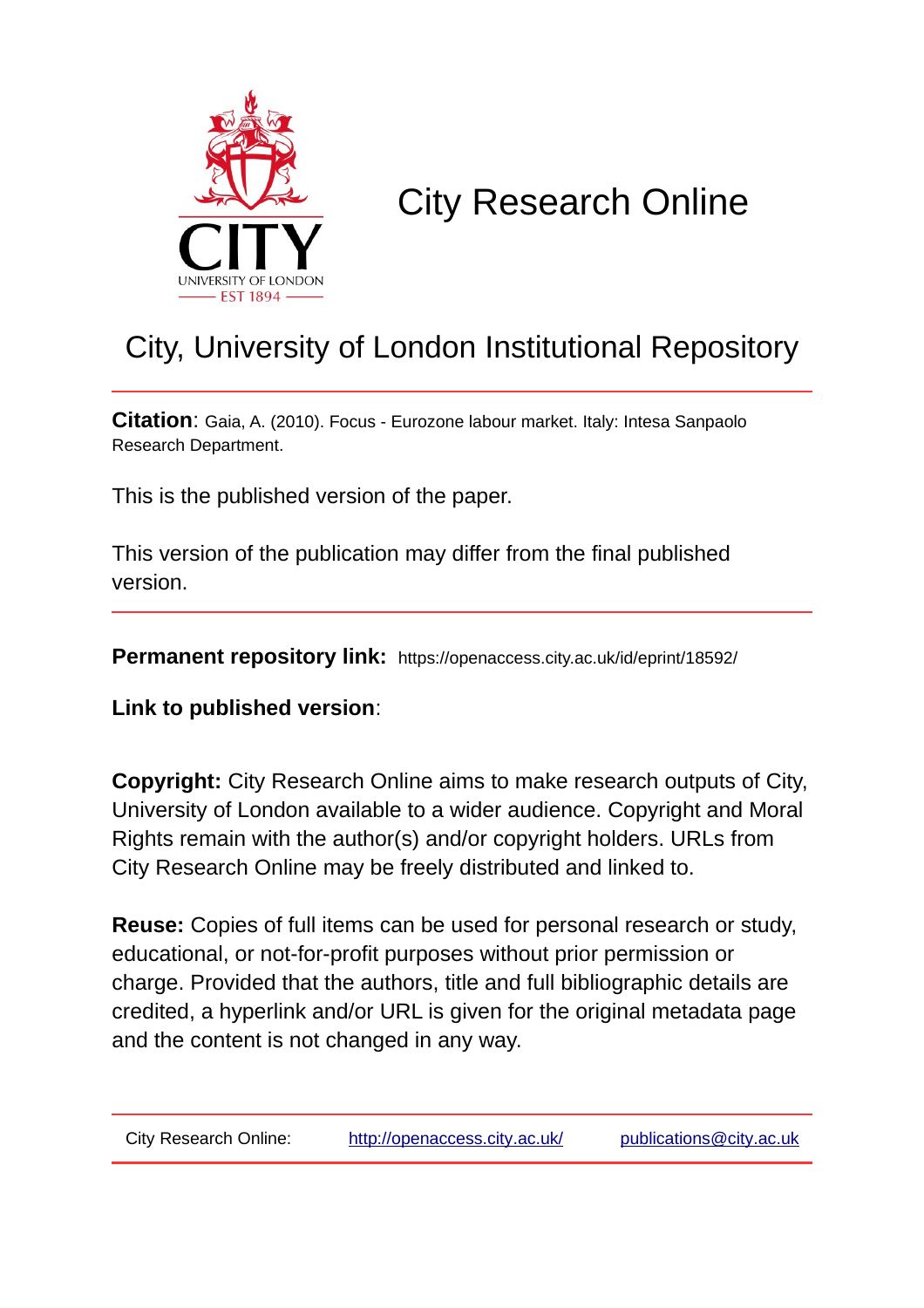CITY
UNIVERSITY OF LONDON
EST 1894

# City Research Online

## City, University of London Institutional Repository

**Citation**: Gaia, A. (2010). Focus - Eurozone labour market. Italy: Intesa Sanpaolo Research Department.

This is the published version of the paper.

This version of the publication may differ from the final published version.

**Permanent repository link:** https://openaccess.city.ac.uk/id/eprint/18592/

**Link to published version**:

**Copyright:** City Research Online aims to make research outputs of City, University of London available to a wider audience. Copyright and Moral Rights remain with the author(s) and/or copyright holders. URLs from City Research Online may be freely distributed and linked to.

**Reuse:** Copies of full items can be used for personal research or study, educational, or not-for-profit purposes without prior permission or charge. Provided that the authors, title and full bibliographic details are credited, a hyperlink and/or URL is given for the original metadata page and the content is not changed in any way.

City Research Online: http://openaccess.city.ac.uk/ publications@city.ac.uk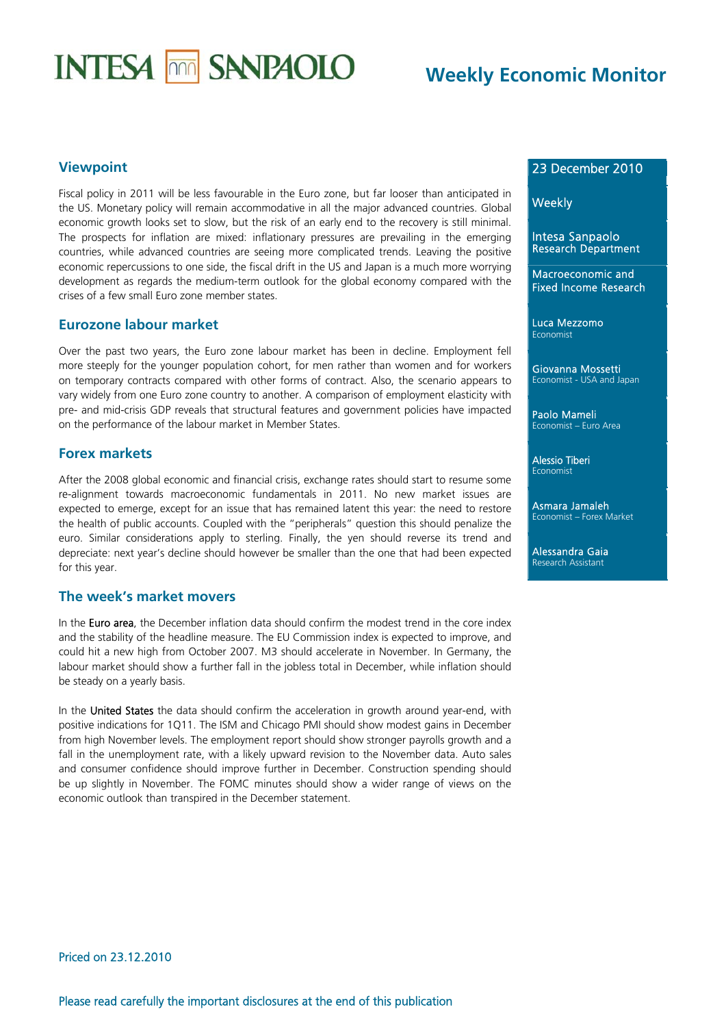# Weekly Economic Monitor

23 December 2010

Weekly

Intesa Sanpaolo
Research Department

Macroeconomic and Fixed Income Research

Luca Mezzomo
Economist

Giovanna Mossetti
Economist - USA and Japan

Paolo Mameli
Economist – Euro Area

Alessio Tiberi
Economist

Asmara Jamaleh
Economist – Forex Market

Alessandra Gaia
Research Assistant

## Viewpoint

Fiscal policy in 2011 will be less favourable in the Euro zone, but far looser than anticipated in the US. Monetary policy will remain accommodative in all the major advanced countries. Global economic growth looks set to slow, but the risk of an early end to the recovery is still minimal. The prospects for inflation are mixed: inflationary pressures are prevailing in the emerging countries, while advanced countries are seeing more complicated trends. Leaving the positive economic repercussions to one side, the fiscal drift in the US and Japan is a much more worrying development as regards the medium-term outlook for the global economy compared with the crises of a few small Euro zone member states.

## Eurozone labour market

Over the past two years, the Euro zone labour market has been in decline. Employment fell more steeply for the younger population cohort, for men rather than women and for workers on temporary contracts compared with other forms of contract. Also, the scenario appears to vary widely from one Euro zone country to another. A comparison of employment elasticity with pre- and mid-crisis GDP reveals that structural features and government policies have impacted on the performance of the labour market in Member States.

## Forex markets

After the 2008 global economic and financial crisis, exchange rates should start to resume some re-alignment towards macroeconomic fundamentals in 2011. No new market issues are expected to emerge, except for an issue that has remained latent this year: the need to restore the health of public accounts. Coupled with the "peripherals" question this should penalize the euro. Similar considerations apply to sterling. Finally, the yen should reverse its trend and depreciate: next year's decline should however be smaller than the one that had been expected for this year.

## The week's market movers

In the Euro area, the December inflation data should confirm the modest trend in the core index and the stability of the headline measure. The EU Commission index is expected to improve, and could hit a new high from October 2007. M3 should accelerate in November. In Germany, the labour market should show a further fall in the jobless total in December, while inflation should be steady on a yearly basis.

In the United States the data should confirm the acceleration in growth around year-end, with positive indications for 1Q11. The ISM and Chicago PMI should show modest gains in December from high November levels. The employment report should show stronger payrolls growth and a fall in the unemployment rate, with a likely upward revision to the November data. Auto sales and consumer confidence should improve further in December. Construction spending should be up slightly in November. The FOMC minutes should show a wider range of views on the economic outlook than transpired in the December statement.

Priced on 23.12.2010

Please read carefully the important disclosures at the end of this publication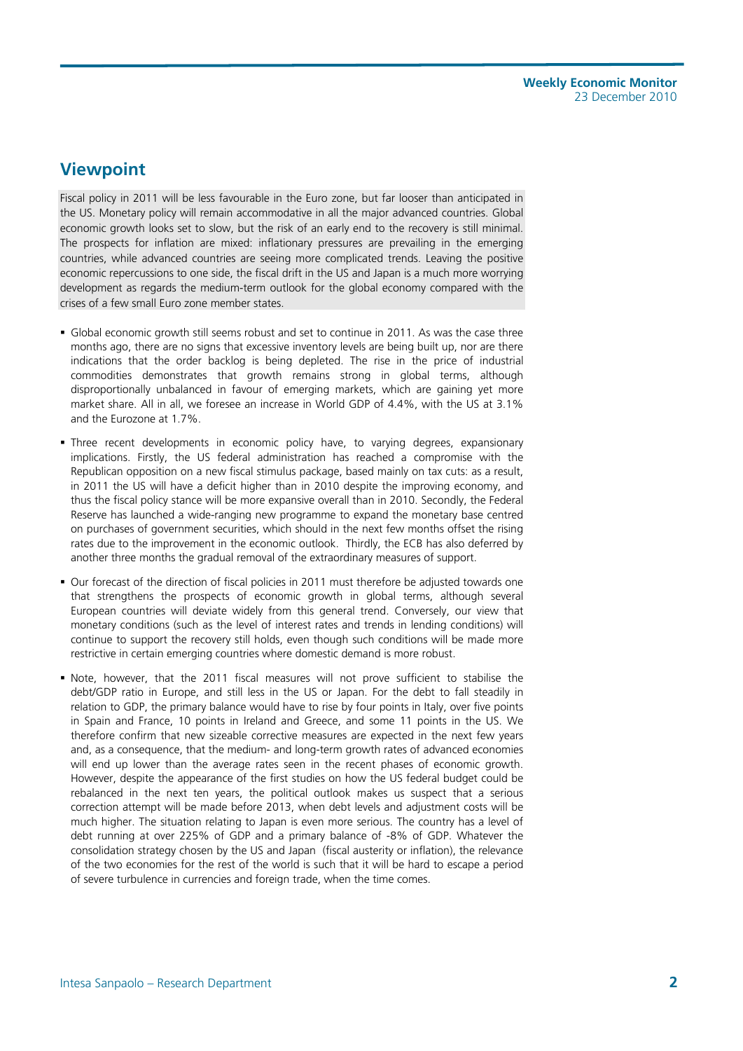## Viewpoint

Fiscal policy in 2011 will be less favourable in the Euro zone, but far looser than anticipated in the US. Monetary policy will remain accommodative in all the major advanced countries. Global economic growth looks set to slow, but the risk of an early end to the recovery is still minimal. The prospects for inflation are mixed: inflationary pressures are prevailing in the emerging countries, while advanced countries are seeing more complicated trends. Leaving the positive economic repercussions to one side, the fiscal drift in the US and Japan is a much more worrying development as regards the medium-term outlook for the global economy compared with the crises of a few small Euro zone member states.

- Global economic growth still seems robust and set to continue in 2011. As was the case three months ago, there are no signs that excessive inventory levels are being built up, nor are there indications that the order backlog is being depleted. The rise in the price of industrial commodities demonstrates that growth remains strong in global terms, although disproportionally unbalanced in favour of emerging markets, which are gaining yet more market share. All in all, we foresee an increase in World GDP of 4.4%, with the US at 3.1% and the Eurozone at 1.7%.
- Three recent developments in economic policy have, to varying degrees, expansionary implications. Firstly, the US federal administration has reached a compromise with the Republican opposition on a new fiscal stimulus package, based mainly on tax cuts: as a result, in 2011 the US will have a deficit higher than in 2010 despite the improving economy, and thus the fiscal policy stance will be more expansive overall than in 2010. Secondly, the Federal Reserve has launched a wide-ranging new programme to expand the monetary base centred on purchases of government securities, which should in the next few months offset the rising rates due to the improvement in the economic outlook. Thirdly, the ECB has also deferred by another three months the gradual removal of the extraordinary measures of support.
- Our forecast of the direction of fiscal policies in 2011 must therefore be adjusted towards one that strengthens the prospects of economic growth in global terms, although several European countries will deviate widely from this general trend. Conversely, our view that monetary conditions (such as the level of interest rates and trends in lending conditions) will continue to support the recovery still holds, even though such conditions will be made more restrictive in certain emerging countries where domestic demand is more robust.
- Note, however, that the 2011 fiscal measures will not prove sufficient to stabilise the debt/GDP ratio in Europe, and still less in the US or Japan. For the debt to fall steadily in relation to GDP, the primary balance would have to rise by four points in Italy, over five points in Spain and France, 10 points in Ireland and Greece, and some 11 points in the US. We therefore confirm that new sizeable corrective measures are expected in the next few years and, as a consequence, that the medium- and long-term growth rates of advanced economies will end up lower than the average rates seen in the recent phases of economic growth. However, despite the appearance of the first studies on how the US federal budget could be rebalanced in the next ten years, the political outlook makes us suspect that a serious correction attempt will be made before 2013, when debt levels and adjustment costs will be much higher. The situation relating to Japan is even more serious. The country has a level of debt running at over 225% of GDP and a primary balance of -8% of GDP. Whatever the consolidation strategy chosen by the US and Japan (fiscal austerity or inflation), the relevance of the two economies for the rest of the world is such that it will be hard to escape a period of severe turbulence in currencies and foreign trade, when the time comes.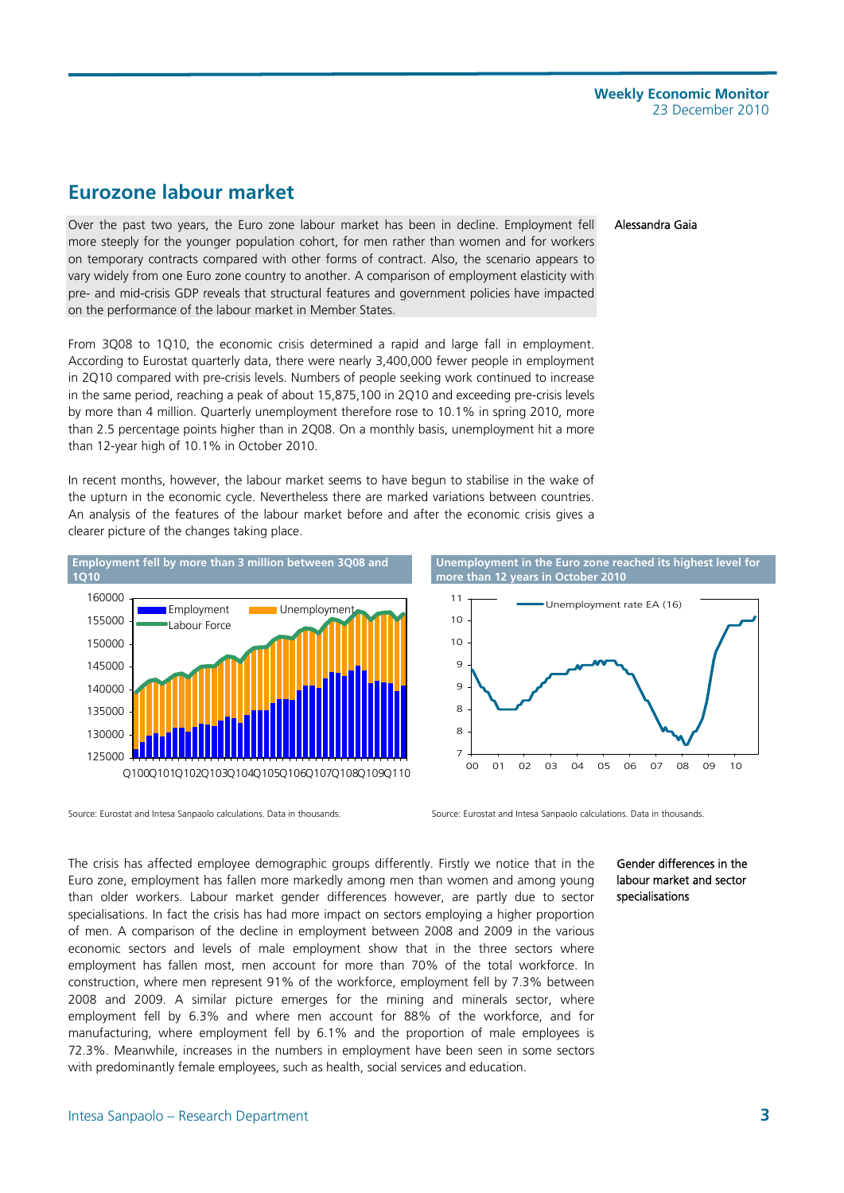## Eurozone labour market

Alessandra Gaia

Over the past two years, the Euro zone labour market has been in decline. Employment fell more steeply for the younger population cohort, for men rather than women and for workers on temporary contracts compared with other forms of contract. Also, the scenario appears to vary widely from one Euro zone country to another. A comparison of employment elasticity with pre- and mid-crisis GDP reveals that structural features and government policies have impacted on the performance of the labour market in Member States.

From 3Q08 to 1Q10, the economic crisis determined a rapid and large fall in employment. According to Eurostat quarterly data, there were nearly 3,400,000 fewer people in employment in 2Q10 compared with pre-crisis levels. Numbers of people seeking work continued to increase in the same period, reaching a peak of about 15,875,100 in 2Q10 and exceeding pre-crisis levels by more than 4 million. Quarterly unemployment therefore rose to 10.1% in spring 2010, more than 2.5 percentage points higher than in 2Q08. On a monthly basis, unemployment hit a more than 12-year high of 10.1% in October 2010.

In recent months, however, the labour market seems to have begun to stabilise in the wake of the upturn in the economic cycle. Nevertheless there are marked variations between countries. An analysis of the features of the labour market before and after the economic crisis gives a clearer picture of the changes taking place.

**Employment fell by more than 3 million between 3Q08 and 1Q10**

Source: Eurostat and Intesa Sanpaolo calculations. Data in thousands.

**Unemployment in the Euro zone reached its highest level for more than 12 years in October 2010**

Source: Eurostat and Intesa Sanpaolo calculations. Data in thousands.

Gender differences in the labour market and sector specialisations

The crisis has affected employee demographic groups differently. Firstly we notice that in the Euro zone, employment has fallen more markedly among men than women and among young than older workers. Labour market gender differences however, are partly due to sector specialisations. In fact the crisis has had more impact on sectors employing a higher proportion of men. A comparison of the decline in employment between 2008 and 2009 in the various economic sectors and levels of male employment show that in the three sectors where employment has fallen most, men account for more than 70% of the total workforce. In construction, where men represent 91% of the workforce, employment fell by 7.3% between 2008 and 2009. A similar picture emerges for the mining and minerals sector, where employment fell by 6.3% and where men account for 88% of the workforce, and for manufacturing, where employment fell by 6.1% and the proportion of male employees is 72.3%. Meanwhile, increases in the numbers in employment have been seen in some sectors with predominantly female employees, such as health, social services and education.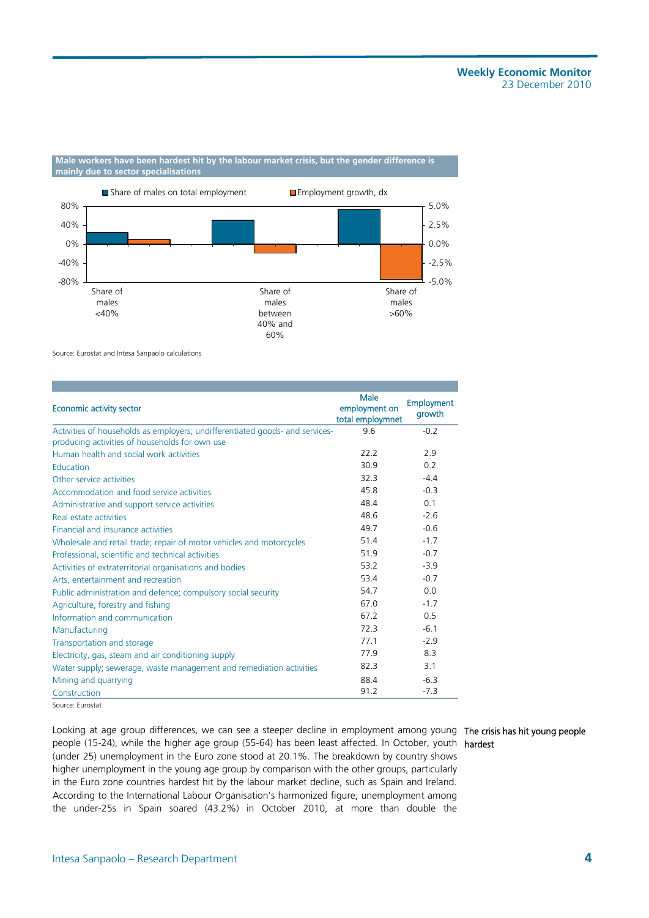**Male workers have been hardest hit by the labour market crisis, but the gender difference is mainly due to sector specialisations**

Share of males on total employment | Employment growth, dx

80% | 40% | 0% | -40% | -80%

5.0% | 2.5% | 0.0% | -2.5% | -5.0%

Share of males <40% | Share of males between 40% and 60% | Share of males >60%

Source: Eurostat and Intesa Sanpaolo calculations

| Economic activity sector | Male employment on total employmnet | Employment growth |
|---|---|---|
| Activities of households as employers; undifferentiated goods- and services-producing activities of households for own use | 9.6 | -0.2 |
| Human health and social work activities | 22.2 | 2.9 |
| Education | 30.9 | 0.2 |
| Other service activities | 32.3 | -4.4 |
| Accommodation and food service activities | 45.8 | -0.3 |
| Administrative and support service activities | 48.4 | 0.1 |
| Real estate activities | 48.6 | -2.6 |
| Financial and insurance activities | 49.7 | -0.6 |
| Wholesale and retail trade; repair of motor vehicles and motorcycles | 51.4 | -1.7 |
| Professional, scientific and technical activities | 51.9 | -0.7 |
| Activities of extraterritorial organisations and bodies | 53.2 | -3.9 |
| Arts, entertainment and recreation | 53.4 | -0.7 |
| Public administration and defence; compulsory social security | 54.7 | 0.0 |
| Agriculture, forestry and fishing | 67.0 | -1.7 |
| Information and communication | 67.2 | 0.5 |
| Manufacturing | 72.3 | -6.1 |
| Transportation and storage | 77.1 | -2.9 |
| Electricity, gas, steam and air conditioning supply | 77.9 | 8.3 |
| Water supply; sewerage, waste management and remediation activities | 82.3 | 3.1 |
| Mining and quarrying | 88.4 | -6.3 |
| Construction | 91.2 | -7.3 |

Source: Eurostat

**The crisis has hit young people hardest**

Looking at age group differences, we can see a steeper decline in employment among young people (15-24), while the higher age group (55-64) has been least affected. In October, youth (under 25) unemployment in the Euro zone stood at 20.1%. The breakdown by country shows higher unemployment in the young age group by comparison with the other groups, particularly in the Euro zone countries hardest hit by the labour market decline, such as Spain and Ireland. According to the International Labour Organisation's harmonized figure, unemployment among the under-25s in Spain soared (43.2%) in October 2010, at more than double the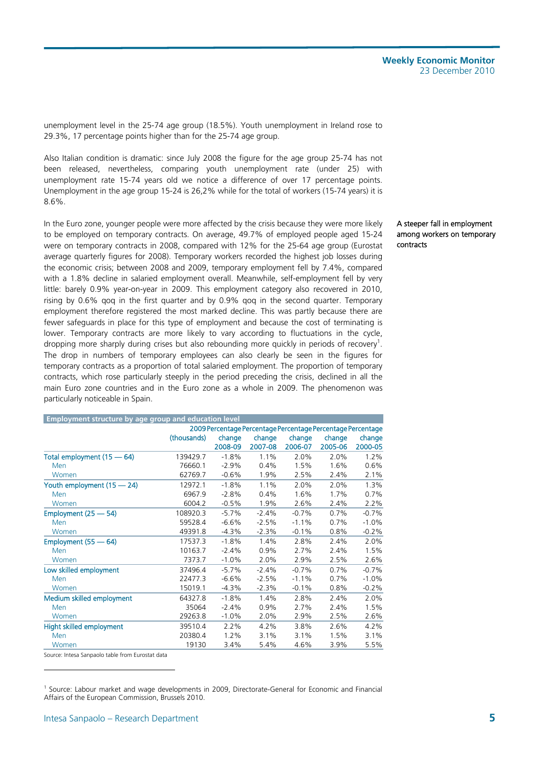unemployment level in the 25-74 age group (18.5%). Youth unemployment in Ireland rose to 29.3%, 17 percentage points higher than for the 25-74 age group.

Also Italian condition is dramatic: since July 2008 the figure for the age group 25-74 has not been released, nevertheless, comparing youth unemployment rate (under 25) with unemployment rate 15-74 years old we notice a difference of over 17 percentage points. Unemployment in the age group 15-24 is 26,2% while for the total of workers (15-74 years) it is 8.6%.

A steeper fall in employment among workers on temporary contracts

In the Euro zone, younger people were more affected by the crisis because they were more likely to be employed on temporary contracts. On average, 49.7% of employed people aged 15-24 were on temporary contracts in 2008, compared with 12% for the 25-64 age group (Eurostat average quarterly figures for 2008). Temporary workers recorded the highest job losses during the economic crisis; between 2008 and 2009, temporary employment fell by 7.4%, compared with a 1.8% decline in salaried employment overall. Meanwhile, self-employment fell by very little: barely 0.9% year-on-year in 2009. This employment category also recovered in 2010, rising by 0.6% qoq in the first quarter and by 0.9% qoq in the second quarter. Temporary employment therefore registered the most marked decline. This was partly because there are fewer safeguards in place for this type of employment and because the cost of terminating is lower. Temporary contracts are more likely to vary according to fluctuations in the cycle, dropping more sharply during crises but also rebounding more quickly in periods of recovery[1]. The drop in numbers of temporary employees can also clearly be seen in the figures for temporary contracts as a proportion of total salaried employment. The proportion of temporary contracts, which rose particularly steeply in the period preceding the crisis, declined in all the main Euro zone countries and in the Euro zone as a whole in 2009. The phenomenon was particularly noticeable in Spain.

**Employment structure by age group and education level**

| | 2009 (thousands) | Percentage change 2008-09 | Percentage change 2007-08 | Percentage change 2006-07 | Percentage change 2005-06 | Percentage change 2000-05 |
|---|---|---|---|---|---|---|
| Total employment (15 — 64) | 139429.7 | -1.8% | 1.1% | 2.0% | 2.0% | 1.2% |
| Men | 76660.1 | -2.9% | 0.4% | 1.5% | 1.6% | 0.6% |
| Women | 62769.7 | -0.6% | 1.9% | 2.5% | 2.4% | 2.1% |
| Youth employment (15 — 24) | 12972.1 | -1.8% | 1.1% | 2.0% | 2.0% | 1.3% |
| Men | 6967.9 | -2.8% | 0.4% | 1.6% | 1.7% | 0.7% |
| Women | 6004.2 | -0.5% | 1.9% | 2.6% | 2.4% | 2.2% |
| Employment (25 — 54) | 108920.3 | -5.7% | -2.4% | -0.7% | 0.7% | -0.7% |
| Men | 59528.4 | -6.6% | -2.5% | -1.1% | 0.7% | -1.0% |
| Women | 49391.8 | -4.3% | -2.3% | -0.1% | 0.8% | -0.2% |
| Employment (55 — 64) | 17537.3 | -1.8% | 1.4% | 2.8% | 2.4% | 2.0% |
| Men | 10163.7 | -2.4% | 0.9% | 2.7% | 2.4% | 1.5% |
| Women | 7373.7 | -1.0% | 2.0% | 2.9% | 2.5% | 2.6% |
| Low skilled employment | 37496.4 | -5.7% | -2.4% | -0.7% | 0.7% | -0.7% |
| Men | 22477.3 | -6.6% | -2.5% | -1.1% | 0.7% | -1.0% |
| Women | 15019.1 | -4.3% | -2.3% | -0.1% | 0.8% | -0.2% |
| Medium skilled employment | 64327.8 | -1.8% | 1.4% | 2.8% | 2.4% | 2.0% |
| Men | 35064 | -2.4% | 0.9% | 2.7% | 2.4% | 1.5% |
| Women | 29263.8 | -1.0% | 2.0% | 2.9% | 2.5% | 2.6% |
| Hight skilled employment | 39510.4 | 2.2% | 4.2% | 3.8% | 2.6% | 4.2% |
| Men | 20380.4 | 1.2% | 3.1% | 3.1% | 1.5% | 3.1% |
| Women | 19130 | 3.4% | 5.4% | 4.6% | 3.9% | 5.5% |

Source: Intesa Sanpaolo table from Eurostat data

[1] Source: Labour market and wage developments in 2009, Directorate-General for Economic and Financial Affairs of the European Commission, Brussels 2010.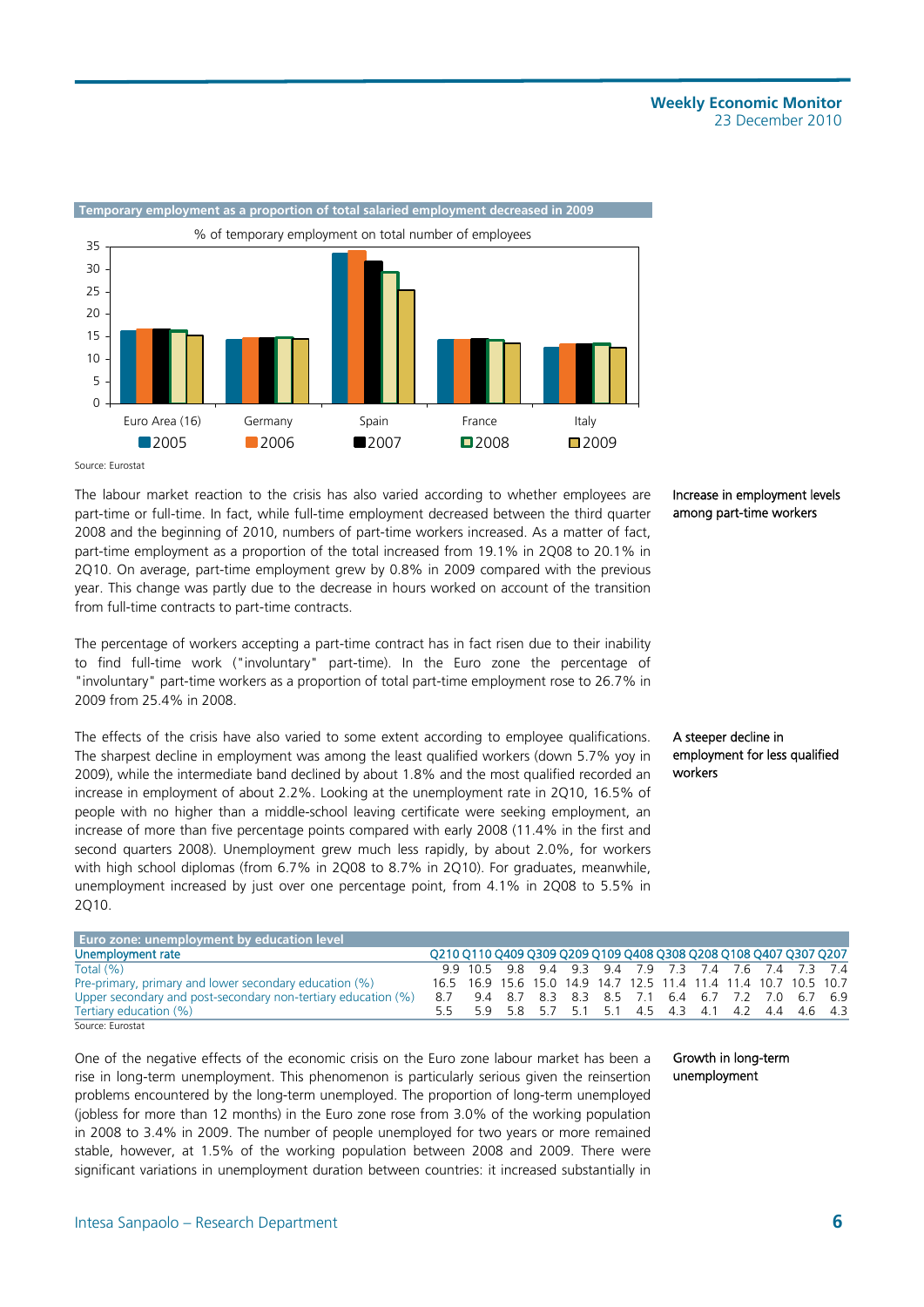**Temporary employment as a proportion of total salaried employment decreased in 2009**

% of temporary employment on total number of employees

| | 2005 | 2006 | 2007 | 2008 | 2009 |
|---|---|---|---|---|---|
| Euro Area (16) | | | | | |
| Germany | | | | | |
| Spain | | | | | |
| France | | | | | |
| Italy | | | | | |

Source: Eurostat

The labour market reaction to the crisis has also varied according to whether employees are part-time or full-time. In fact, while full-time employment decreased between the third quarter 2008 and the beginning of 2010, numbers of part-time workers increased. As a matter of fact, part-time employment as a proportion of the total increased from 19.1% in 2Q08 to 20.1% in 2Q10. On average, part-time employment grew by 0.8% in 2009 compared with the previous year. This change was partly due to the decrease in hours worked on account of the transition from full-time contracts to part-time contracts.

*Increase in employment levels among part-time workers*

The percentage of workers accepting a part-time contract has in fact risen due to their inability to find full-time work ("involuntary" part-time). In the Euro zone the percentage of "involuntary" part-time workers as a proportion of total part-time employment rose to 26.7% in 2009 from 25.4% in 2008.

The effects of the crisis have also varied to some extent according to employee qualifications. The sharpest decline in employment was among the least qualified workers (down 5.7% yoy in 2009), while the intermediate band declined by about 1.8% and the most qualified recorded an increase in employment of about 2.2%. Looking at the unemployment rate in 2Q10, 16.5% of people with no higher than a middle-school leaving certificate were seeking employment, an increase of more than five percentage points compared with early 2008 (11.4% in the first and second quarters 2008). Unemployment grew much less rapidly, by about 2.0%, for workers with high school diplomas (from 6.7% in 2Q08 to 8.7% in 2Q10). For graduates, meanwhile, unemployment increased by just over one percentage point, from 4.1% in 2Q08 to 5.5% in 2Q10.

*A steeper decline in employment for less qualified workers*

**Euro zone: unemployment by education level**

| Unemployment rate | Q210 | Q110 | Q409 | Q309 | Q209 | Q109 | Q408 | Q308 | Q208 | Q108 | Q407 | Q307 | Q207 |
|---|---|---|---|---|---|---|---|---|---|---|---|---|---|
| Total (%) | 9.9 | 10.5 | 9.8 | 9.4 | 9.3 | 9.4 | 7.9 | 7.3 | 7.4 | 7.6 | 7.4 | 7.3 | 7.4 |
| Pre-primary, primary and lower secondary education (%) | 16.5 | 16.9 | 15.6 | 15.0 | 14.9 | 14.7 | 12.5 | 11.4 | 11.4 | 11.4 | 10.7 | 10.5 | 10.7 |
| Upper secondary and post-secondary non-tertiary education (%) | 8.7 | 9.4 | 8.7 | 8.3 | 8.3 | 8.5 | 7.1 | 6.4 | 6.7 | 7.2 | 7.0 | 6.7 | 6.9 |
| Tertiary education (%) | 5.5 | 5.9 | 5.8 | 5.7 | 5.1 | 5.1 | 4.5 | 4.3 | 4.1 | 4.2 | 4.4 | 4.6 | 4.3 |

Source: Eurostat

One of the negative effects of the economic crisis on the Euro zone labour market has been a rise in long-term unemployment. This phenomenon is particularly serious given the reinsertion problems encountered by the long-term unemployed. The proportion of long-term unemployed (jobless for more than 12 months) in the Euro zone rose from 3.0% of the working population in 2008 to 3.4% in 2009. The number of people unemployed for two years or more remained stable, however, at 1.5% of the working population between 2008 and 2009. There were significant variations in unemployment duration between countries: it increased substantially in

*Growth in long-term unemployment*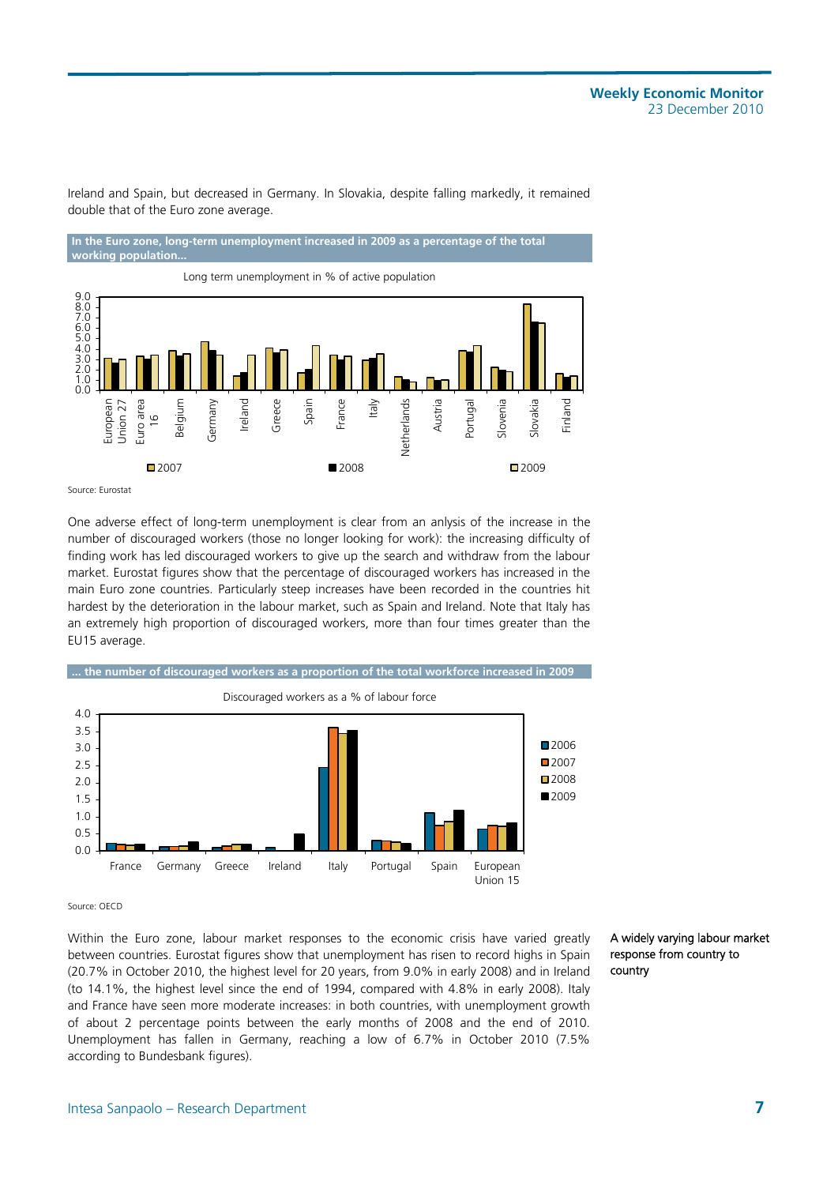Ireland and Spain, but decreased in Germany. In Slovakia, despite falling markedly, it remained double that of the Euro zone average.

**In the Euro zone, long-term unemployment increased in 2009 as a percentage of the total working population...**

Long term unemployment in % of active population

Source: Eurostat

One adverse effect of long-term unemployment is clear from an anlysis of the increase in the number of discouraged workers (those no longer looking for work): the increasing difficulty of finding work has led discouraged workers to give up the search and withdraw from the labour market. Eurostat figures show that the percentage of discouraged workers has increased in the main Euro zone countries. Particularly steep increases have been recorded in the countries hit hardest by the deterioration in the labour market, such as Spain and Ireland. Note that Italy has an extremely high proportion of discouraged workers, more than four times greater than the EU15 average.

**... the number of discouraged workers as a proportion of the total workforce increased in 2009**

Discouraged workers as a % of labour force

Source: OECD

A widely varying labour market response from country to country

Within the Euro zone, labour market responses to the economic crisis have varied greatly between countries. Eurostat figures show that unemployment has risen to record highs in Spain (20.7% in October 2010, the highest level for 20 years, from 9.0% in early 2008) and in Ireland (to 14.1%, the highest level since the end of 1994, compared with 4.8% in early 2008). Italy and France have seen more moderate increases: in both countries, with unemployment growth of about 2 percentage points between the early months of 2008 and the end of 2010. Unemployment has fallen in Germany, reaching a low of 6.7% in October 2010 (7.5% according to Bundesbank figures).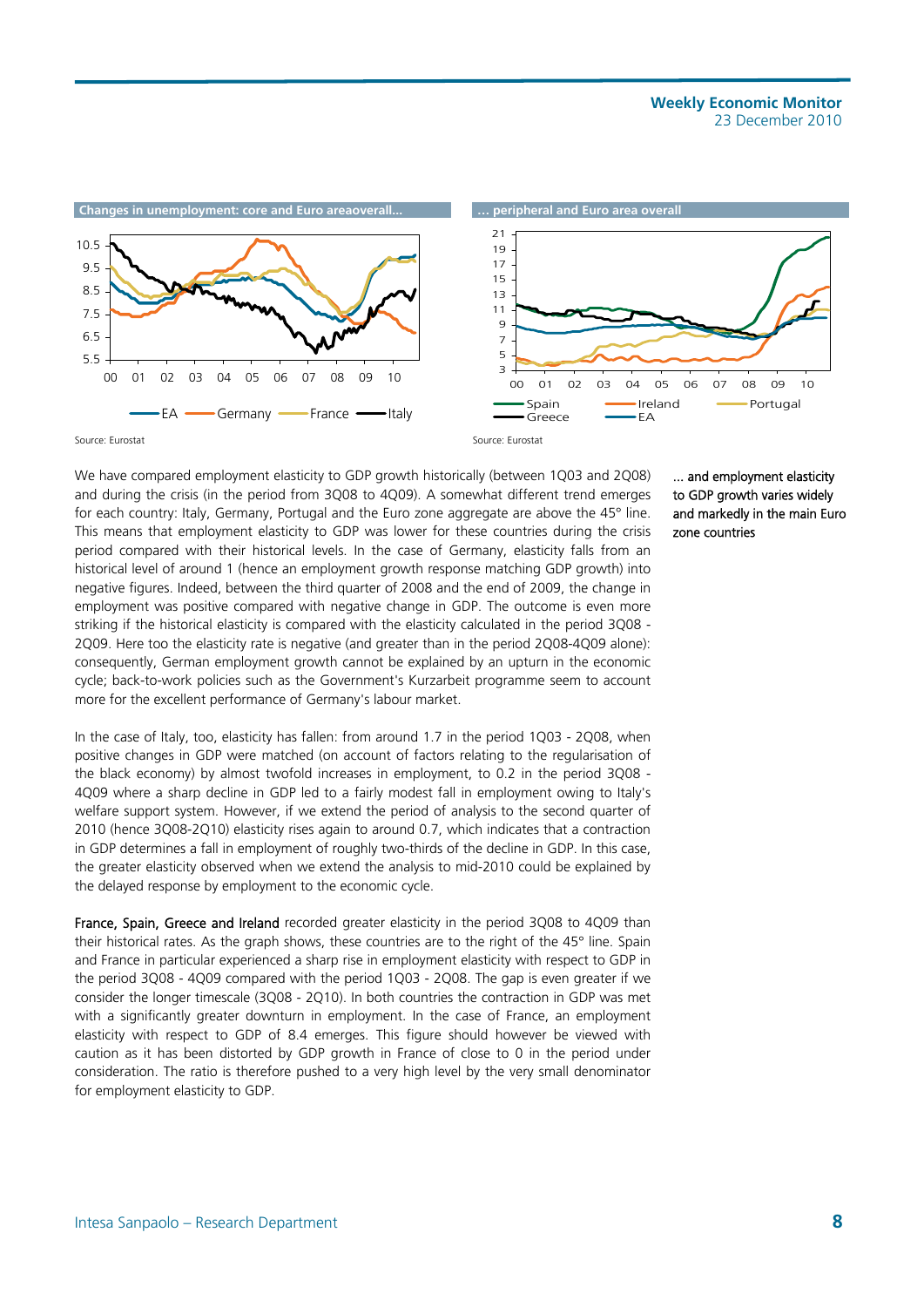**Changes in unemployment: core and Euro areaoverall...**

Source: Eurostat

**... peripheral and Euro area overall**

Source: Eurostat

*... and employment elasticity to GDP growth varies widely and markedly in the main Euro zone countries*

We have compared employment elasticity to GDP growth historically (between 1Q03 and 2Q08) and during the crisis (in the period from 3Q08 to 4Q09). A somewhat different trend emerges for each country: Italy, Germany, Portugal and the Euro zone aggregate are above the 45° line. This means that employment elasticity to GDP was lower for these countries during the crisis period compared with their historical levels. In the case of Germany, elasticity falls from an historical level of around 1 (hence an employment growth response matching GDP growth) into negative figures. Indeed, between the third quarter of 2008 and the end of 2009, the change in employment was positive compared with negative change in GDP. The outcome is even more striking if the historical elasticity is compared with the elasticity calculated in the period 3Q08 - 2Q09. Here too the elasticity rate is negative (and greater than in the period 2Q08-4Q09 alone): consequently, German employment growth cannot be explained by an upturn in the economic cycle; back-to-work policies such as the Government's Kurzarbeit programme seem to account more for the excellent performance of Germany's labour market.

In the case of Italy, too, elasticity has fallen: from around 1.7 in the period 1Q03 - 2Q08, when positive changes in GDP were matched (on account of factors relating to the regularisation of the black economy) by almost twofold increases in employment, to 0.2 in the period 3Q08 - 4Q09 where a sharp decline in GDP led to a fairly modest fall in employment owing to Italy's welfare support system. However, if we extend the period of analysis to the second quarter of 2010 (hence 3Q08-2Q10) elasticity rises again to around 0.7, which indicates that a contraction in GDP determines a fall in employment of roughly two-thirds of the decline in GDP. In this case, the greater elasticity observed when we extend the analysis to mid-2010 could be explained by the delayed response by employment to the economic cycle.

**France, Spain, Greece and Ireland** recorded greater elasticity in the period 3Q08 to 4Q09 than their historical rates. As the graph shows, these countries are to the right of the 45° line. Spain and France in particular experienced a sharp rise in employment elasticity with respect to GDP in the period 3Q08 - 4Q09 compared with the period 1Q03 - 2Q08. The gap is even greater if we consider the longer timescale (3Q08 - 2Q10). In both countries the contraction in GDP was met with a significantly greater downturn in employment. In the case of France, an employment elasticity with respect to GDP of 8.4 emerges. This figure should however be viewed with caution as it has been distorted by GDP growth in France of close to 0 in the period under consideration. The ratio is therefore pushed to a very high level by the very small denominator for employment elasticity to GDP.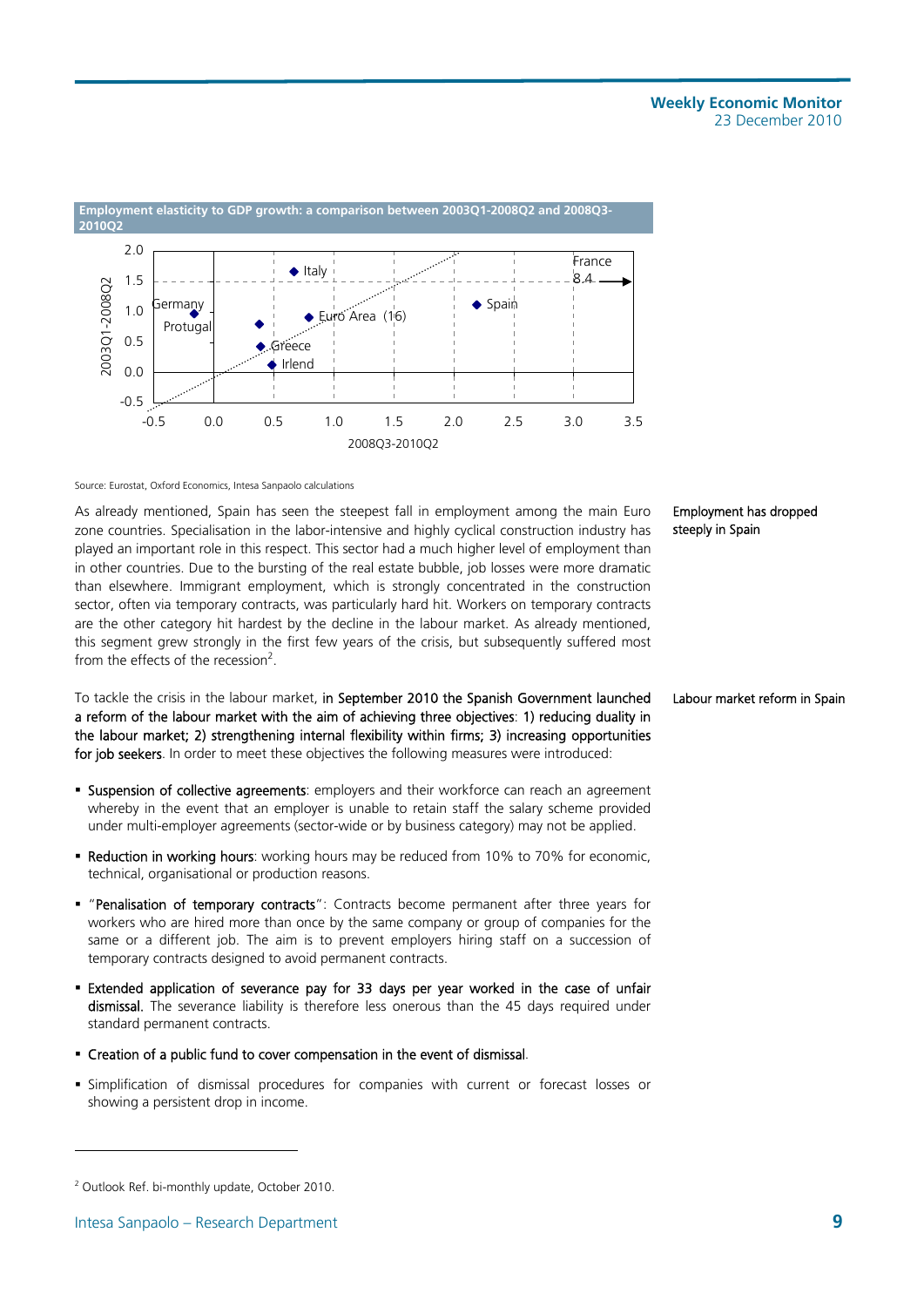**Employment elasticity to GDP growth: a comparison between 2003Q1-2008Q2 and 2008Q3-2010Q2**

Source: Eurostat, Oxford Economics, Intesa Sanpaolo calculations

Employment has dropped steeply in Spain

As already mentioned, Spain has seen the steepest fall in employment among the main Euro zone countries. Specialisation in the labor-intensive and highly cyclical construction industry has played an important role in this respect. This sector had a much higher level of employment than in other countries. Due to the bursting of the real estate bubble, job losses were more dramatic than elsewhere. Immigrant employment, which is strongly concentrated in the construction sector, often via temporary contracts, was particularly hard hit. Workers on temporary contracts are the other category hit hardest by the decline in the labour market. As already mentioned, this segment grew strongly in the first few years of the crisis, but subsequently suffered most from the effects of the recession[2].

Labour market reform in Spain

To tackle the crisis in the labour market, **in September 2010 the Spanish Government launched a reform of the labour market with the aim of achieving three objectives**: **1) reducing duality in the labour market; 2) strengthening internal flexibility within firms; 3) increasing opportunities for job seekers**. In order to meet these objectives the following measures were introduced:

- **Suspension of collective agreements**: employers and their workforce can reach an agreement whereby in the event that an employer is unable to retain staff the salary scheme provided under multi-employer agreements (sector-wide or by business category) may not be applied.
- **Reduction in working hours**: working hours may be reduced from 10% to 70% for economic, technical, organisational or production reasons.
- "**Penalisation of temporary contracts**": Contracts become permanent after three years for workers who are hired more than once by the same company or group of companies for the same or a different job. The aim is to prevent employers hiring staff on a succession of temporary contracts designed to avoid permanent contracts.
- **Extended application of severance pay for 33 days per year worked in the case of unfair dismissal.** The severance liability is therefore less onerous than the 45 days required under standard permanent contracts.
- **Creation of a public fund to cover compensation in the event of dismissal**.
- Simplification of dismissal procedures for companies with current or forecast losses or showing a persistent drop in income.

---

[2] Outlook Ref. bi-monthly update, October 2010.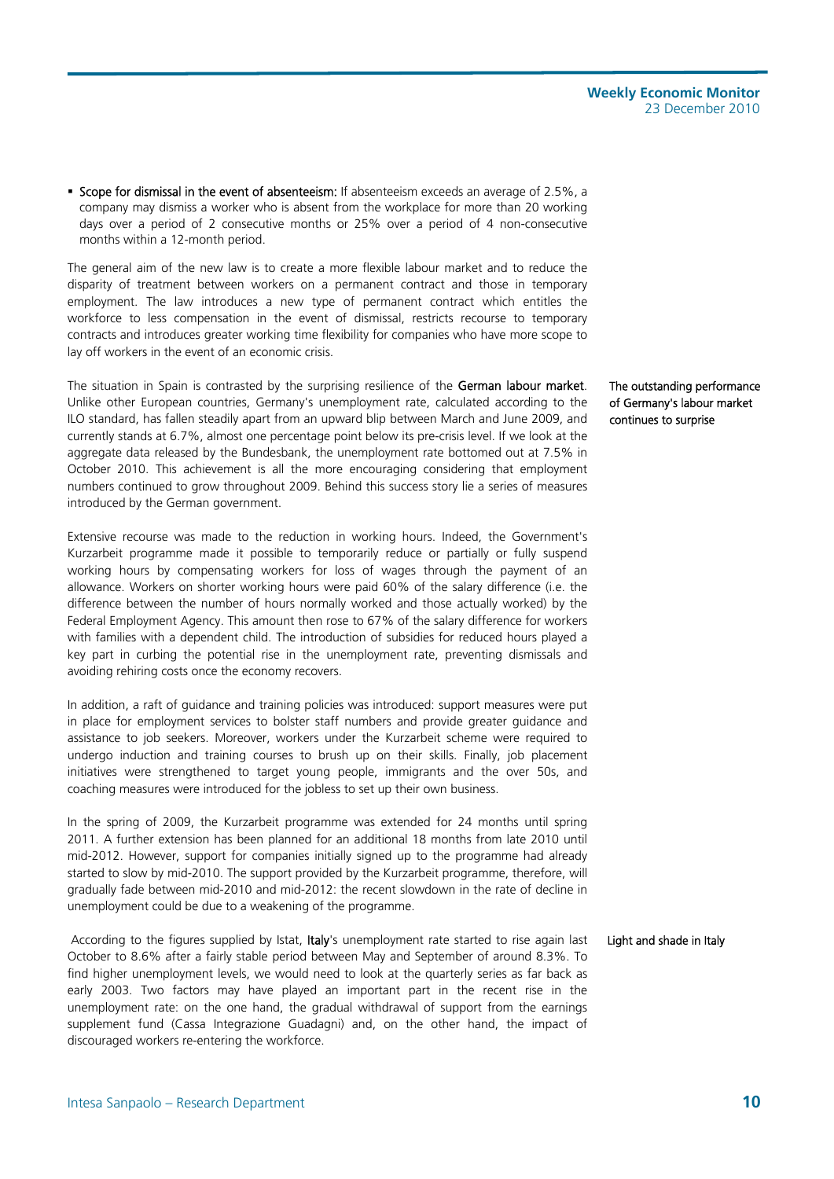- **Scope for dismissal in the event of absenteeism:** If absenteeism exceeds an average of 2.5%, a company may dismiss a worker who is absent from the workplace for more than 20 working days over a period of 2 consecutive months or 25% over a period of 4 non-consecutive months within a 12-month period.

The general aim of the new law is to create a more flexible labour market and to reduce the disparity of treatment between workers on a permanent contract and those in temporary employment. The law introduces a new type of permanent contract which entitles the workforce to less compensation in the event of dismissal, restricts recourse to temporary contracts and introduces greater working time flexibility for companies who have more scope to lay off workers in the event of an economic crisis.

*The outstanding performance of Germany's labour market continues to surprise*

The situation in Spain is contrasted by the surprising resilience of the **German labour market**. Unlike other European countries, Germany's unemployment rate, calculated according to the ILO standard, has fallen steadily apart from an upward blip between March and June 2009, and currently stands at 6.7%, almost one percentage point below its pre-crisis level. If we look at the aggregate data released by the Bundesbank, the unemployment rate bottomed out at 7.5% in October 2010. This achievement is all the more encouraging considering that employment numbers continued to grow throughout 2009. Behind this success story lie a series of measures introduced by the German government.

Extensive recourse was made to the reduction in working hours. Indeed, the Government's Kurzarbeit programme made it possible to temporarily reduce or partially or fully suspend working hours by compensating workers for loss of wages through the payment of an allowance. Workers on shorter working hours were paid 60% of the salary difference (i.e. the difference between the number of hours normally worked and those actually worked) by the Federal Employment Agency. This amount then rose to 67% of the salary difference for workers with families with a dependent child. The introduction of subsidies for reduced hours played a key part in curbing the potential rise in the unemployment rate, preventing dismissals and avoiding rehiring costs once the economy recovers.

In addition, a raft of guidance and training policies was introduced: support measures were put in place for employment services to bolster staff numbers and provide greater guidance and assistance to job seekers. Moreover, workers under the Kurzarbeit scheme were required to undergo induction and training courses to brush up on their skills. Finally, job placement initiatives were strengthened to target young people, immigrants and the over 50s, and coaching measures were introduced for the jobless to set up their own business.

In the spring of 2009, the Kurzarbeit programme was extended for 24 months until spring 2011. A further extension has been planned for an additional 18 months from late 2010 until mid-2012. However, support for companies initially signed up to the programme had already started to slow by mid-2010. The support provided by the Kurzarbeit programme, therefore, will gradually fade between mid-2010 and mid-2012: the recent slowdown in the rate of decline in unemployment could be due to a weakening of the programme.

*Light and shade in Italy*

According to the figures supplied by Istat, **Italy**'s unemployment rate started to rise again last October to 8.6% after a fairly stable period between May and September of around 8.3%. To find higher unemployment levels, we would need to look at the quarterly series as far back as early 2003. Two factors may have played an important part in the recent rise in the unemployment rate: on the one hand, the gradual withdrawal of support from the earnings supplement fund (Cassa Integrazione Guadagni) and, on the other hand, the impact of discouraged workers re-entering the workforce.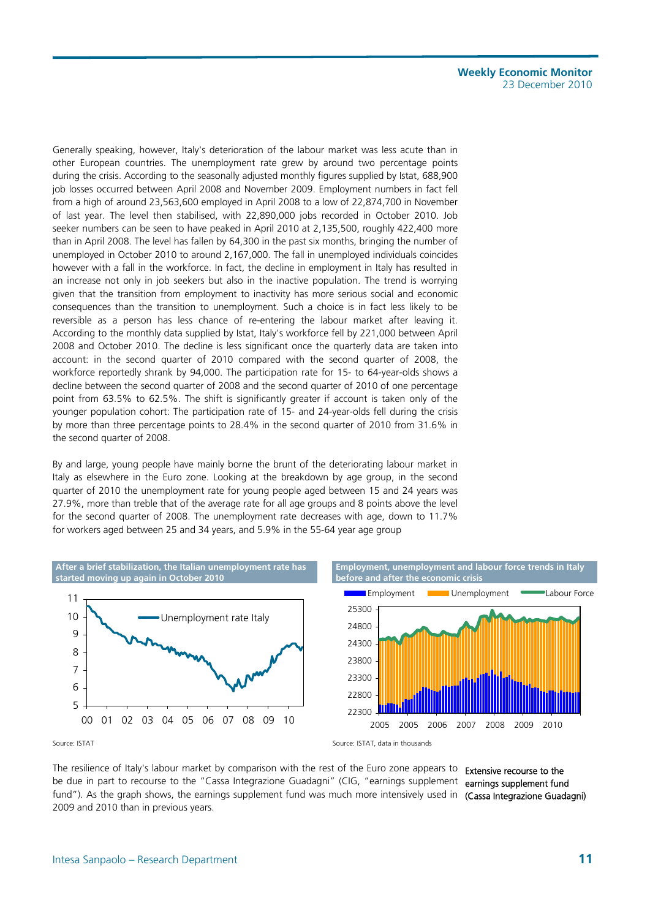Generally speaking, however, Italy's deterioration of the labour market was less acute than in other European countries. The unemployment rate grew by around two percentage points during the crisis. According to the seasonally adjusted monthly figures supplied by Istat, 688,900 job losses occurred between April 2008 and November 2009. Employment numbers in fact fell from a high of around 23,563,600 employed in April 2008 to a low of 22,874,700 in November of last year. The level then stabilised, with 22,890,000 jobs recorded in October 2010. Job seeker numbers can be seen to have peaked in April 2010 at 2,135,500, roughly 422,400 more than in April 2008. The level has fallen by 64,300 in the past six months, bringing the number of unemployed in October 2010 to around 2,167,000. The fall in unemployed individuals coincides however with a fall in the workforce. In fact, the decline in employment in Italy has resulted in an increase not only in job seekers but also in the inactive population. The trend is worrying given that the transition from employment to inactivity has more serious social and economic consequences than the transition to unemployment. Such a choice is in fact less likely to be reversible as a person has less chance of re-entering the labour market after leaving it. According to the monthly data supplied by Istat, Italy's workforce fell by 221,000 between April 2008 and October 2010. The decline is less significant once the quarterly data are taken into account: in the second quarter of 2010 compared with the second quarter of 2008, the workforce reportedly shrank by 94,000. The participation rate for 15- to 64-year-olds shows a decline between the second quarter of 2008 and the second quarter of 2010 of one percentage point from 63.5% to 62.5%. The shift is significantly greater if account is taken only of the younger population cohort: The participation rate of 15- and 24-year-olds fell during the crisis by more than three percentage points to 28.4% in the second quarter of 2010 from 31.6% in the second quarter of 2008.

By and large, young people have mainly borne the brunt of the deteriorating labour market in Italy as elsewhere in the Euro zone. Looking at the breakdown by age group, in the second quarter of 2010 the unemployment rate for young people aged between 15 and 24 years was 27.9%, more than treble that of the average rate for all age groups and 8 points above the level for the second quarter of 2008. The unemployment rate decreases with age, down to 11.7% for workers aged between 25 and 34 years, and 5.9% in the 55-64 year age group

**After a brief stabilization, the Italian unemployment rate has started moving up again in October 2010**

Source: ISTAT

**Employment, unemployment and labour force trends in Italy before and after the economic crisis**

Source: ISTAT, data in thousands

The resilience of Italy's labour market by comparison with the rest of the Euro zone appears to be due in part to recourse to the "Cassa Integrazione Guadagni" (CIG, "earnings supplement fund"). As the graph shows, the earnings supplement fund was much more intensively used in 2009 and 2010 than in previous years.

Extensive recourse to the earnings supplement fund (Cassa Integrazione Guadagni)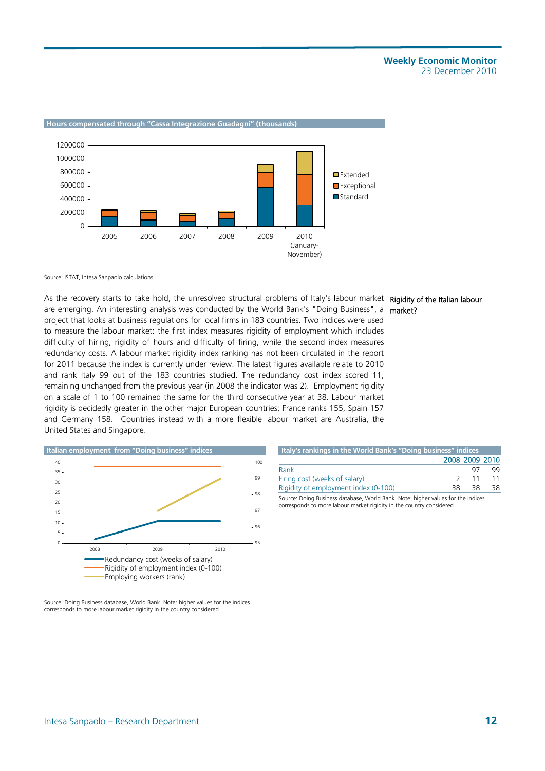**Hours compensated through "Cassa Integrazione Guadagni" (thousands)**

Source: ISTAT, Intesa Sanpaolo calculations

**Rigidity of the Italian labour market?**

As the recovery starts to take hold, the unresolved structural problems of Italy's labour market are emerging. An interesting analysis was conducted by the World Bank's "Doing Business", a project that looks at business regulations for local firms in 183 countries. Two indices were used to measure the labour market: the first index measures rigidity of employment which includes difficulty of hiring, rigidity of hours and difficulty of firing, while the second index measures redundancy costs. A labour market rigidity index ranking has not been circulated in the report for 2011 because the index is currently under review. The latest figures available relate to 2010 and rank Italy 99 out of the 183 countries studied. The redundancy cost index scored 11, remaining unchanged from the previous year (in 2008 the indicator was 2). Employment rigidity on a scale of 1 to 100 remained the same for the third consecutive year at 38. Labour market rigidity is decidedly greater in the other major European countries: France ranks 155, Spain 157 and Germany 158. Countries instead with a more flexible labour market are Australia, the United States and Singapore.

**Italian employment from "Doing business" indices**

Source: Doing Business database, World Bank. Note: higher values for the indices corresponds to more labour market rigidity in the country considered.

**Italy's rankings in the World Bank's "Doing business" indices**

| | 2008 | 2009 | 2010 |
|---|---|---|---|
| Rank | | 97 | 99 |
| Firing cost (weeks of salary) | 2 | 11 | 11 |
| Rigidity of employment index (0-100) | 38 | 38 | 38 |

Source: Doing Business database, World Bank. Note: higher values for the indices corresponds to more labour market rigidity in the country considered.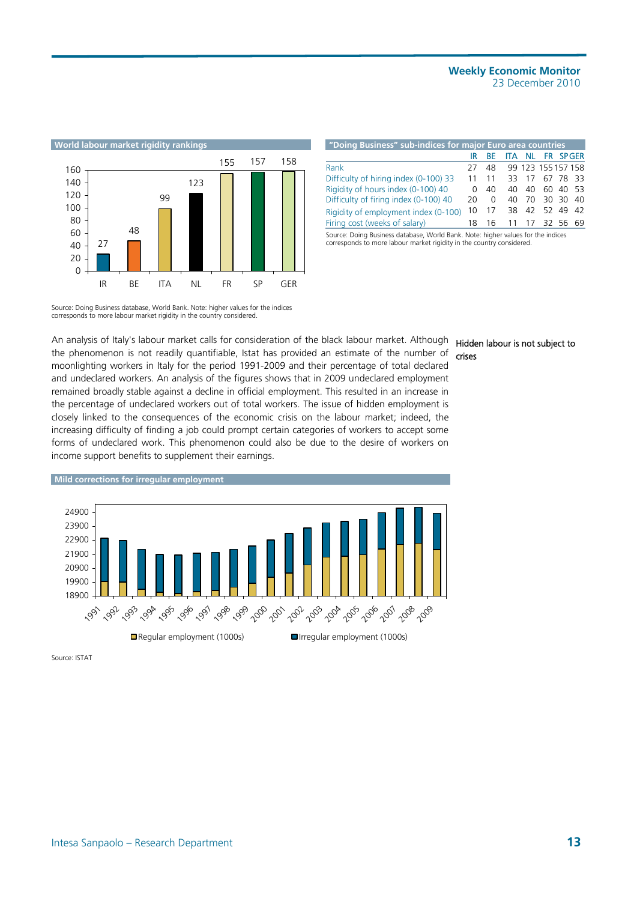**World labour market rigidity rankings**

| | IR | BE | ITA | NL | FR | SP | GER |
|---|---|---|---|---|---|---|---|
| Rank | 27 | 48 | 99 | 123 | 155 | 157 | 158 |

Source: Doing Business database, World Bank. Note: higher values for the indices corresponds to more labour market rigidity in the country considered.

**"Doing Business" sub-indices for major Euro area countries**

| | IR | BE | ITA | NL | FR | SP | GER |
|---|---|---|---|---|---|---|---|
| Rank | 27 | 48 | 99 | 123 | 155 | 157 | 158 |
| Difficulty of hiring index (0-100) 33 | 11 | 11 | 33 | 17 | 67 | 78 | 33 |
| Rigidity of hours index (0-100) 40 | 0 | 40 | 40 | 40 | 60 | 40 | 53 |
| Difficulty of firing index (0-100) 40 | 20 | 0 | 40 | 70 | 30 | 30 | 40 |
| Rigidity of employment index (0-100) | 10 | 17 | 38 | 42 | 52 | 49 | 42 |
| Firing cost (weeks of salary) | 18 | 16 | 11 | 17 | 32 | 56 | 69 |

Source: Doing Business database, World Bank. Note: higher values for the indices corresponds to more labour market rigidity in the country considered.

**Hidden labour is not subject to crises**

An analysis of Italy's labour market calls for consideration of the black labour market. Although the phenomenon is not readily quantifiable, Istat has provided an estimate of the number of moonlighting workers in Italy for the period 1991-2009 and their percentage of total declared and undeclared workers. An analysis of the figures shows that in 2009 undeclared employment remained broadly stable against a decline in official employment. This resulted in an increase in the percentage of undeclared workers out of total workers. The issue of hidden employment is closely linked to the consequences of the economic crisis on the labour market; indeed, the increasing difficulty of finding a job could prompt certain categories of workers to accept some forms of undeclared work. This phenomenon could also be due to the desire of workers on income support benefits to supplement their earnings.

**Mild corrections for irregular employment**

Chart: Regular employment (1000s) and Irregular employment (1000s), 1991–2009 (y-axis 18900–24900).

Source: ISTAT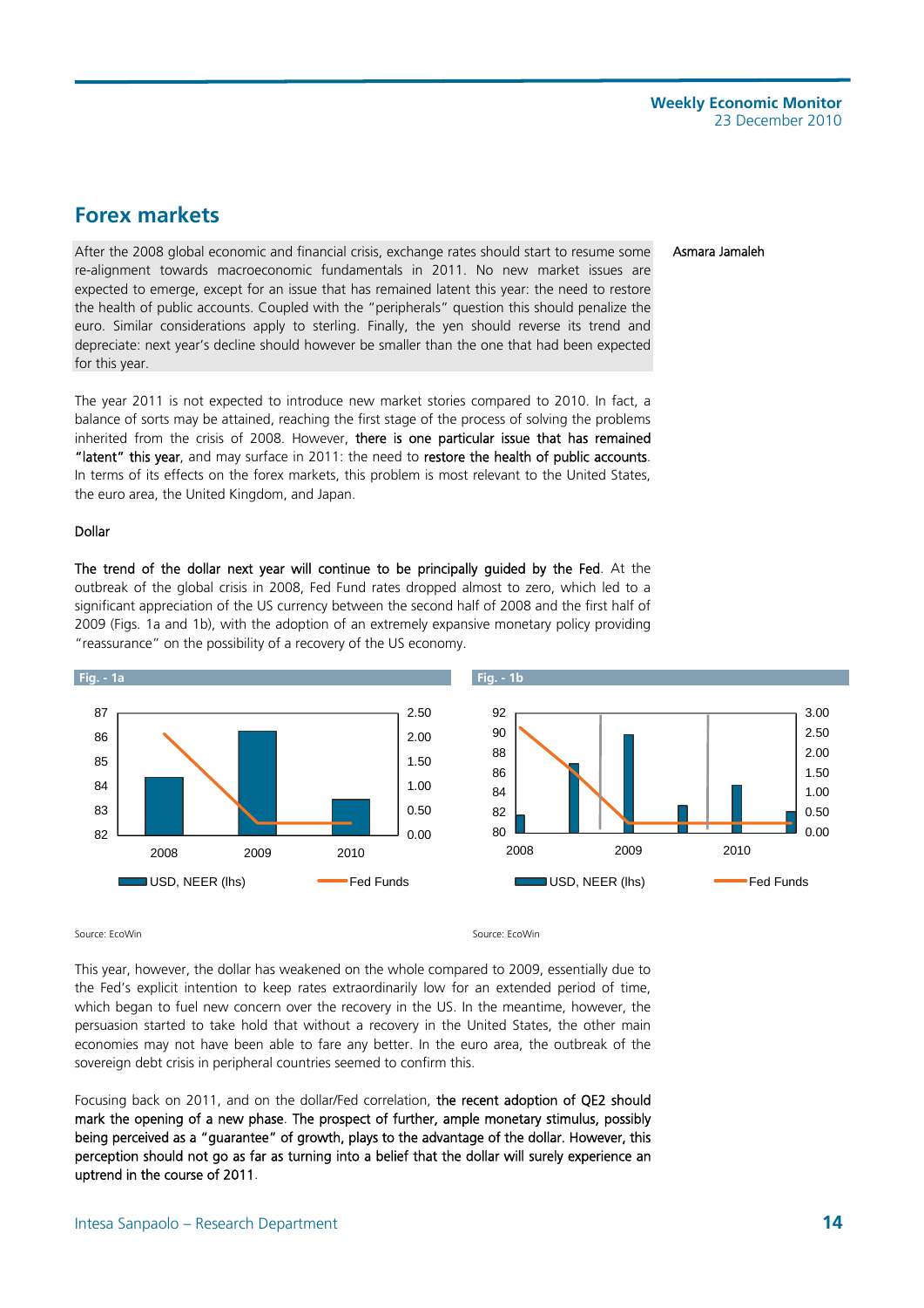## Forex markets

Asmara Jamaleh

After the 2008 global economic and financial crisis, exchange rates should start to resume some re-alignment towards macroeconomic fundamentals in 2011. No new market issues are expected to emerge, except for an issue that has remained latent this year: the need to restore the health of public accounts. Coupled with the "peripherals" question this should penalize the euro. Similar considerations apply to sterling. Finally, the yen should reverse its trend and depreciate: next year's decline should however be smaller than the one that had been expected for this year.

The year 2011 is not expected to introduce new market stories compared to 2010. In fact, a balance of sorts may be attained, reaching the first stage of the process of solving the problems inherited from the crisis of 2008. However, **there is one particular issue that has remained "latent" this year**, and may surface in 2011: the need to **restore the health of public accounts**. In terms of its effects on the forex markets, this problem is most relevant to the United States, the euro area, the United Kingdom, and Japan.

### Dollar

**The trend of the dollar next year will continue to be principally guided by the Fed**. At the outbreak of the global crisis in 2008, Fed Fund rates dropped almost to zero, which led to a significant appreciation of the US currency between the second half of 2008 and the first half of 2009 (Figs. 1a and 1b), with the adoption of an extremely expansive monetary policy providing "reassurance" on the possibility of a recovery of the US economy.

Fig. - 1a

Source: EcoWin

Fig. - 1b

Source: EcoWin

This year, however, the dollar has weakened on the whole compared to 2009, essentially due to the Fed's explicit intention to keep rates extraordinarily low for an extended period of time, which began to fuel new concern over the recovery in the US. In the meantime, however, the persuasion started to take hold that without a recovery in the United States, the other main economies may not have been able to fare any better. In the euro area, the outbreak of the sovereign debt crisis in peripheral countries seemed to confirm this.

Focusing back on 2011, and on the dollar/Fed correlation, **the recent adoption of QE2 should mark the opening of a new phase**. **The prospect of further, ample monetary stimulus, possibly being perceived as a "guarantee" of growth, plays to the advantage of the dollar. However, this perception should not go as far as turning into a belief that the dollar will surely experience an uptrend in the course of 2011**.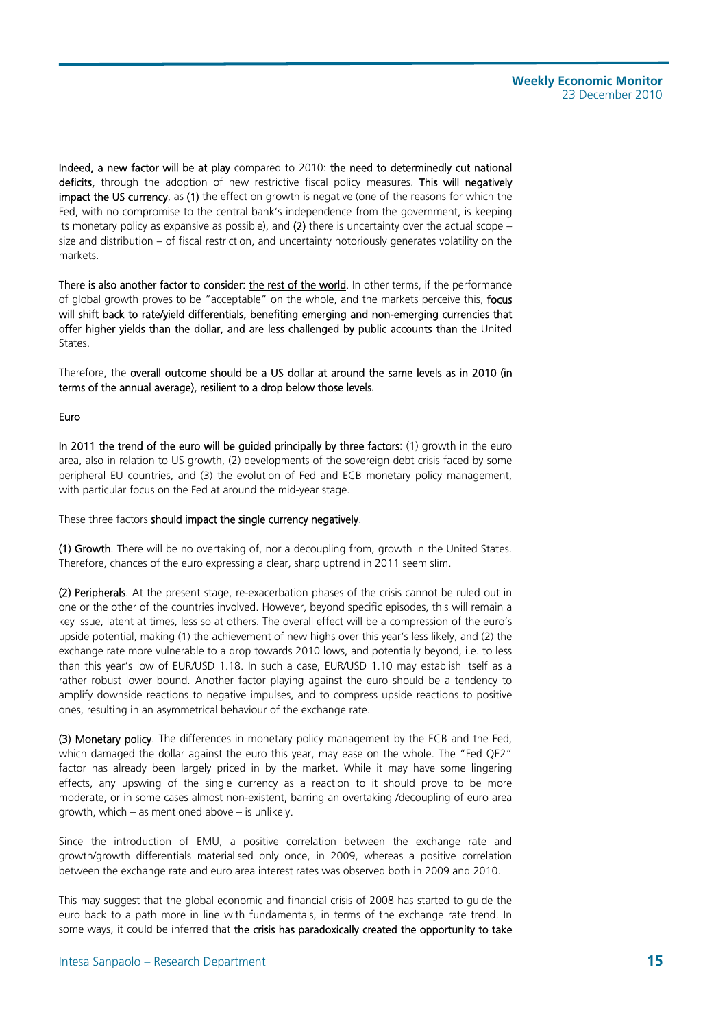**Indeed, a new factor will be at play** compared to 2010: **the need to determinedly cut national deficits,** through the adoption of new restrictive fiscal policy measures. **This will negatively impact the US currency,** as **(1)** the effect on growth is negative (one of the reasons for which the Fed, with no compromise to the central bank's independence from the government, is keeping its monetary policy as expansive as possible), and **(2)** there is uncertainty over the actual scope – size and distribution – of fiscal restriction, and uncertainty notoriously generates volatility on the markets.

**There is also another factor to consider:** **the rest of the world**. In other terms, if the performance of global growth proves to be "acceptable" on the whole, and the markets perceive this, **focus will shift back to rate/yield differentials, benefiting emerging and non-emerging currencies that offer higher yields than the dollar, and are less challenged by public accounts than the** United States.

Therefore, the **overall outcome should be a US dollar at around the same levels as in 2010 (in terms of the annual average), resilient to a drop below those levels**.

**Euro**

**In 2011 the trend of the euro will be guided principally by three factors**: (1) growth in the euro area, also in relation to US growth, (2) developments of the sovereign debt crisis faced by some peripheral EU countries, and (3) the evolution of Fed and ECB monetary policy management, with particular focus on the Fed at around the mid-year stage.

These three factors **should impact the single currency negatively**.

**(1) Growth**. There will be no overtaking of, nor a decoupling from, growth in the United States. Therefore, chances of the euro expressing a clear, sharp uptrend in 2011 seem slim.

**(2) Peripherals**. At the present stage, re-exacerbation phases of the crisis cannot be ruled out in one or the other of the countries involved. However, beyond specific episodes, this will remain a key issue, latent at times, less so at others. The overall effect will be a compression of the euro's upside potential, making (1) the achievement of new highs over this year's less likely, and (2) the exchange rate more vulnerable to a drop towards 2010 lows, and potentially beyond, i.e. to less than this year's low of EUR/USD 1.18. In such a case, EUR/USD 1.10 may establish itself as a rather robust lower bound. Another factor playing against the euro should be a tendency to amplify downside reactions to negative impulses, and to compress upside reactions to positive ones, resulting in an asymmetrical behaviour of the exchange rate.

**(3) Monetary policy**. The differences in monetary policy management by the ECB and the Fed, which damaged the dollar against the euro this year, may ease on the whole. The "Fed QE2" factor has already been largely priced in by the market. While it may have some lingering effects, any upswing of the single currency as a reaction to it should prove to be more moderate, or in some cases almost non-existent, barring an overtaking /decoupling of euro area growth, which – as mentioned above – is unlikely.

Since the introduction of EMU, a positive correlation between the exchange rate and growth/growth differentials materialised only once, in 2009, whereas a positive correlation between the exchange rate and euro area interest rates was observed both in 2009 and 2010.

This may suggest that the global economic and financial crisis of 2008 has started to guide the euro back to a path more in line with fundamentals, in terms of the exchange rate trend. In some ways, it could be inferred that **the crisis has paradoxically created the opportunity to take**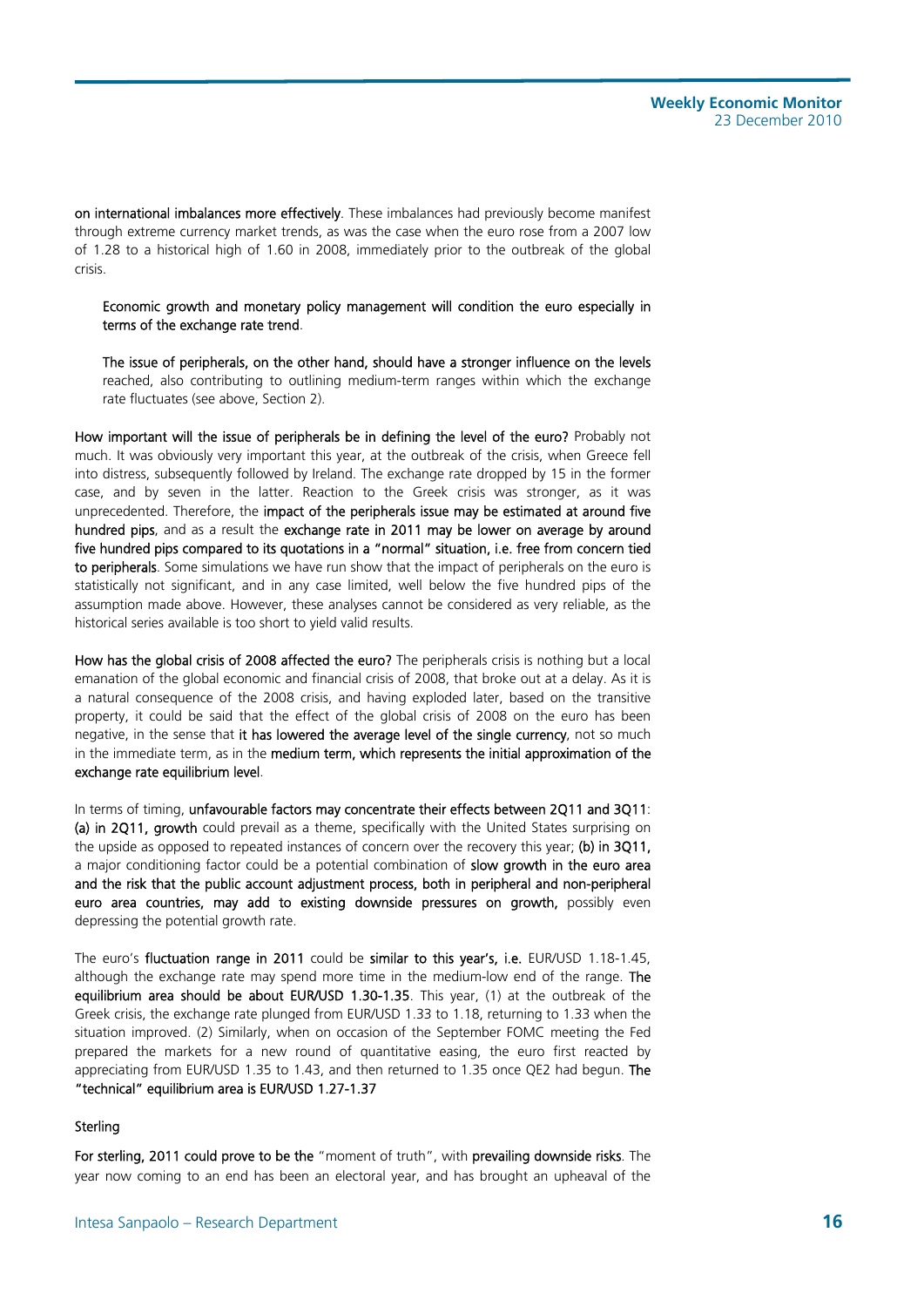**on international imbalances more effectively**. These imbalances had previously become manifest through extreme currency market trends, as was the case when the euro rose from a 2007 low of 1.28 to a historical high of 1.60 in 2008, immediately prior to the outbreak of the global crisis.

> **Economic growth and monetary policy management will condition the euro especially in terms of the exchange rate trend**.
>
> **The issue of peripherals, on the other hand, should have a stronger influence on the levels** reached, also contributing to outlining medium-term ranges within which the exchange rate fluctuates (see above, Section 2).

**How important will the issue of peripherals be in defining the level of the euro?** Probably not much. It was obviously very important this year, at the outbreak of the crisis, when Greece fell into distress, subsequently followed by Ireland. The exchange rate dropped by 15 in the former case, and by seven in the latter. Reaction to the Greek crisis was stronger, as it was unprecedented. Therefore, the **impact of the peripherals issue may be estimated at around five hundred pips**, and as a result the **exchange rate in 2011 may be lower on average by around five hundred pips compared to its quotations in a "normal" situation, i.e. free from concern tied to peripherals**. Some simulations we have run show that the impact of peripherals on the euro is statistically not significant, and in any case limited, well below the five hundred pips of the assumption made above. However, these analyses cannot be considered as very reliable, as the historical series available is too short to yield valid results.

**How has the global crisis of 2008 affected the euro?** The peripherals crisis is nothing but a local emanation of the global economic and financial crisis of 2008, that broke out at a delay. As it is a natural consequence of the 2008 crisis, and having exploded later, based on the transitive property, it could be said that the effect of the global crisis of 2008 on the euro has been negative, in the sense that **it has lowered the average level of the single currency**, not so much in the immediate term, as in the **medium term, which represents the initial approximation of the exchange rate equilibrium level**.

In terms of timing, **unfavourable factors may concentrate their effects between 2Q11 and 3Q11**: **(a) in 2Q11, growth** could prevail as a theme, specifically with the United States surprising on the upside as opposed to repeated instances of concern over the recovery this year; **(b) in 3Q11,** a major conditioning factor could be a potential combination of **slow growth in the euro area and the risk that the public account adjustment process, both in peripheral and non-peripheral euro area countries, may add to existing downside pressures on growth,** possibly even depressing the potential growth rate.

The euro's **fluctuation range in 2011** could be **similar to this year's, i.e.** EUR/USD 1.18-1.45, although the exchange rate may spend more time in the medium-low end of the range. **The equilibrium area should be about EUR/USD 1.30-1.35**. This year, (1) at the outbreak of the Greek crisis, the exchange rate plunged from EUR/USD 1.33 to 1.18, returning to 1.33 when the situation improved. (2) Similarly, when on occasion of the September FOMC meeting the Fed prepared the markets for a new round of quantitative easing, the euro first reacted by appreciating from EUR/USD 1.35 to 1.43, and then returned to 1.35 once QE2 had begun. **The "technical" equilibrium area is EUR/USD 1.27-1.37**

### Sterling

**For sterling, 2011 could prove to be the** "moment of truth", with **prevailing downside risks**. The year now coming to an end has been an electoral year, and has brought an upheaval of the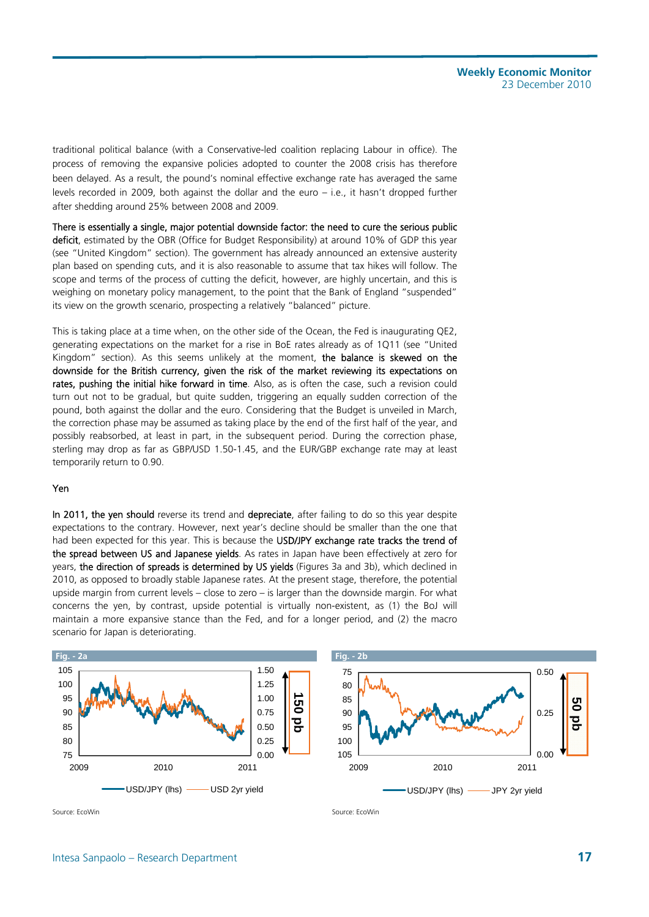traditional political balance (with a Conservative-led coalition replacing Labour in office). The process of removing the expansive policies adopted to counter the 2008 crisis has therefore been delayed. As a result, the pound's nominal effective exchange rate has averaged the same levels recorded in 2009, both against the dollar and the euro – i.e., it hasn't dropped further after shedding around 25% between 2008 and 2009.

**There is essentially a single, major potential downside factor: the need to cure the serious public deficit**, estimated by the OBR (Office for Budget Responsibility) at around 10% of GDP this year (see "United Kingdom" section). The government has already announced an extensive austerity plan based on spending cuts, and it is also reasonable to assume that tax hikes will follow. The scope and terms of the process of cutting the deficit, however, are highly uncertain, and this is weighing on monetary policy management, to the point that the Bank of England "suspended" its view on the growth scenario, prospecting a relatively "balanced" picture.

This is taking place at a time when, on the other side of the Ocean, the Fed is inaugurating QE2, generating expectations on the market for a rise in BoE rates already as of 1Q11 (see "United Kingdom" section). As this seems unlikely at the moment, **the balance is skewed on the downside for the British currency, given the risk of the market reviewing its expectations on rates, pushing the initial hike forward in time**. Also, as is often the case, such a revision could turn out not to be gradual, but quite sudden, triggering an equally sudden correction of the pound, both against the dollar and the euro. Considering that the Budget is unveiled in March, the correction phase may be assumed as taking place by the end of the first half of the year, and possibly reabsorbed, at least in part, in the subsequent period. During the correction phase, sterling may drop as far as GBP/USD 1.50-1.45, and the EUR/GBP exchange rate may at least temporarily return to 0.90.

## Yen

**In 2011, the yen should** reverse its trend and **depreciate**, after failing to do so this year despite expectations to the contrary. However, next year's decline should be smaller than the one that had been expected for this year. This is because the **USD/JPY exchange rate tracks the trend of the spread between US and Japanese yields**. As rates in Japan have been effectively at zero for years, **the direction of spreads is determined by US yields** (Figures 3a and 3b), which declined in 2010, as opposed to broadly stable Japanese rates. At the present stage, therefore, the potential upside margin from current levels – close to zero – is larger than the downside margin. For what concerns the yen, by contrast, upside potential is virtually non-existent, as (1) the BoJ will maintain a more expansive stance than the Fed, and for a longer period, and (2) the macro scenario for Japan is deteriorating.

Fig. - 2a

USD/JPY (lhs) —— USD 2yr yield

Source: EcoWin

Fig. - 2b

USD/JPY (lhs) —— JPY 2yr yield

Source: EcoWin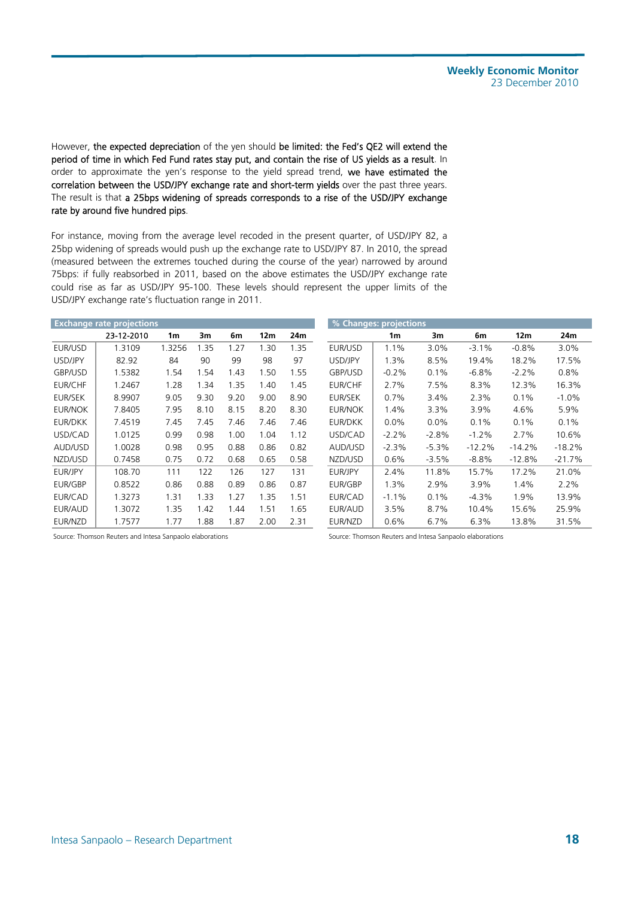However, **the expected depreciation** of the yen should **be limited: the Fed's QE2 will extend the period of time in which Fed Fund rates stay put, and contain the rise of US yields as a result**. In order to approximate the yen's response to the yield spread trend, **we have estimated the correlation between the USD/JPY exchange rate and short-term yields** over the past three years. The result is that **a 25bps widening of spreads corresponds to a rise of the USD/JPY exchange rate by around five hundred pips**.

For instance, moving from the average level recoded in the present quarter, of USD/JPY 82, a 25bp widening of spreads would push up the exchange rate to USD/JPY 87. In 2010, the spread (measured between the extremes touched during the course of the year) narrowed by around 75bps: if fully reabsorbed in 2011, based on the above estimates the USD/JPY exchange rate could rise as far as USD/JPY 95-100. These levels should represent the upper limits of the USD/JPY exchange rate's fluctuation range in 2011.

**Exchange rate projections**

| | 23-12-2010 | 1m | 3m | 6m | 12m | 24m |
|---|---|---|---|---|---|---|
| EUR/USD | 1.3109 | 1.3256 | 1.35 | 1.27 | 1.30 | 1.35 |
| USD/JPY | 82.92 | 84 | 90 | 99 | 98 | 97 |
| GBP/USD | 1.5382 | 1.54 | 1.54 | 1.43 | 1.50 | 1.55 |
| EUR/CHF | 1.2467 | 1.28 | 1.34 | 1.35 | 1.40 | 1.45 |
| EUR/SEK | 8.9907 | 9.05 | 9.30 | 9.20 | 9.00 | 8.90 |
| EUR/NOK | 7.8405 | 7.95 | 8.10 | 8.15 | 8.20 | 8.30 |
| EUR/DKK | 7.4519 | 7.45 | 7.45 | 7.46 | 7.46 | 7.46 |
| USD/CAD | 1.0125 | 0.99 | 0.98 | 1.00 | 1.04 | 1.12 |
| AUD/USD | 1.0028 | 0.98 | 0.95 | 0.88 | 0.86 | 0.82 |
| NZD/USD | 0.7458 | 0.75 | 0.72 | 0.68 | 0.65 | 0.58 |
| EUR/JPY | 108.70 | 111 | 122 | 126 | 127 | 131 |
| EUR/GBP | 0.8522 | 0.86 | 0.88 | 0.89 | 0.86 | 0.87 |
| EUR/CAD | 1.3273 | 1.31 | 1.33 | 1.27 | 1.35 | 1.51 |
| EUR/AUD | 1.3072 | 1.35 | 1.42 | 1.44 | 1.51 | 1.65 |
| EUR/NZD | 1.7577 | 1.77 | 1.88 | 1.87 | 2.00 | 2.31 |

Source: Thomson Reuters and Intesa Sanpaolo elaborations

**% Changes: projections**

| | 1m | 3m | 6m | 12m | 24m |
|---|---|---|---|---|---|
| EUR/USD | 1.1% | 3.0% | -3.1% | -0.8% | 3.0% |
| USD/JPY | 1.3% | 8.5% | 19.4% | 18.2% | 17.5% |
| GBP/USD | -0.2% | 0.1% | -6.8% | -2.2% | 0.8% |
| EUR/CHF | 2.7% | 7.5% | 8.3% | 12.3% | 16.3% |
| EUR/SEK | 0.7% | 3.4% | 2.3% | 0.1% | -1.0% |
| EUR/NOK | 1.4% | 3.3% | 3.9% | 4.6% | 5.9% |
| EUR/DKK | 0.0% | 0.0% | 0.1% | 0.1% | 0.1% |
| USD/CAD | -2.2% | -2.8% | -1.2% | 2.7% | 10.6% |
| AUD/USD | -2.3% | -5.3% | -12.2% | -14.2% | -18.2% |
| NZD/USD | 0.6% | -3.5% | -8.8% | -12.8% | -21.7% |
| EUR/JPY | 2.4% | 11.8% | 15.7% | 17.2% | 21.0% |
| EUR/GBP | 1.3% | 2.9% | 3.9% | 1.4% | 2.2% |
| EUR/CAD | -1.1% | 0.1% | -4.3% | 1.9% | 13.9% |
| EUR/AUD | 3.5% | 8.7% | 10.4% | 15.6% | 25.9% |
| EUR/NZD | 0.6% | 6.7% | 6.3% | 13.8% | 31.5% |

Source: Thomson Reuters and Intesa Sanpaolo elaborations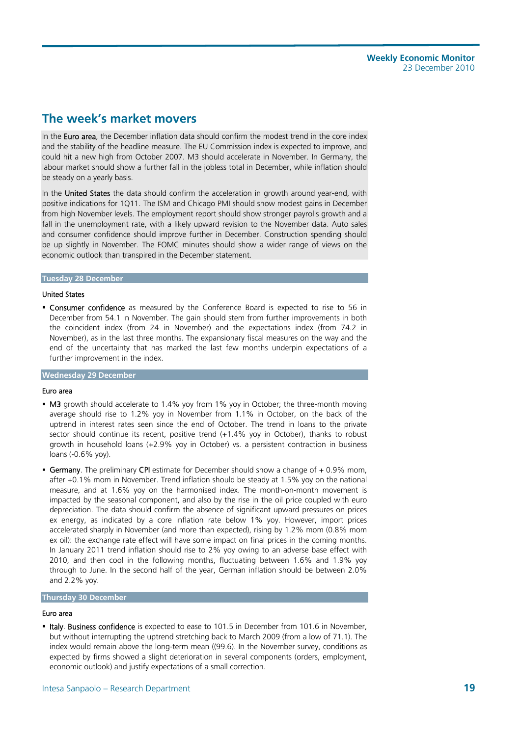## The week's market movers

In the **Euro area**, the December inflation data should confirm the modest trend in the core index and the stability of the headline measure. The EU Commission index is expected to improve, and could hit a new high from October 2007. M3 should accelerate in November. In Germany, the labour market should show a further fall in the jobless total in December, while inflation should be steady on a yearly basis.

In the **United States** the data should confirm the acceleration in growth around year-end, with positive indications for 1Q11. The ISM and Chicago PMI should show modest gains in December from high November levels. The employment report should show stronger payrolls growth and a fall in the unemployment rate, with a likely upward revision to the November data. Auto sales and consumer confidence should improve further in December. Construction spending should be up slightly in November. The FOMC minutes should show a wider range of views on the economic outlook than transpired in the December statement.

### Tuesday 28 December

**United States**

- **Consumer confidence** as measured by the Conference Board is expected to rise to 56 in December from 54.1 in November. The gain should stem from further improvements in both the coincident index (from 24 in November) and the expectations index (from 74.2 in November), as in the last three months. The expansionary fiscal measures on the way and the end of the uncertainty that has marked the last few months underpin expectations of a further improvement in the index.

### Wednesday 29 December

**Euro area**

- **M3** growth should accelerate to 1.4% yoy from 1% yoy in October; the three-month moving average should rise to 1.2% yoy in November from 1.1% in October, on the back of the uptrend in interest rates seen since the end of October. The trend in loans to the private sector should continue its recent, positive trend (+1.4% yoy in October), thanks to robust growth in household loans (+2.9% yoy in October) vs. a persistent contraction in business loans (-0.6% yoy).
- **Germany**. The preliminary **CPI** estimate for December should show a change of + 0.9% mom, after +0.1% mom in November. Trend inflation should be steady at 1.5% yoy on the national measure, and at 1.6% yoy on the harmonised index. The month-on-month movement is impacted by the seasonal component, and also by the rise in the oil price coupled with euro depreciation. The data should confirm the absence of significant upward pressures on prices ex energy, as indicated by a core inflation rate below 1% yoy. However, import prices accelerated sharply in November (and more than expected), rising by 1.2% mom (0.8% mom ex oil): the exchange rate effect will have some impact on final prices in the coming months. In January 2011 trend inflation should rise to 2% yoy owing to an adverse base effect with 2010, and then cool in the following months, fluctuating between 1.6% and 1.9% yoy through to June. In the second half of the year, German inflation should be between 2.0% and 2.2% yoy.

### Thursday 30 December

**Euro area**

- **Italy**. **Business confidence** is expected to ease to 101.5 in December from 101.6 in November, but without interrupting the uptrend stretching back to March 2009 (from a low of 71.1). The index would remain above the long-term mean ((99.6). In the November survey, conditions as expected by firms showed a slight deterioration in several components (orders, employment, economic outlook) and justify expectations of a small correction.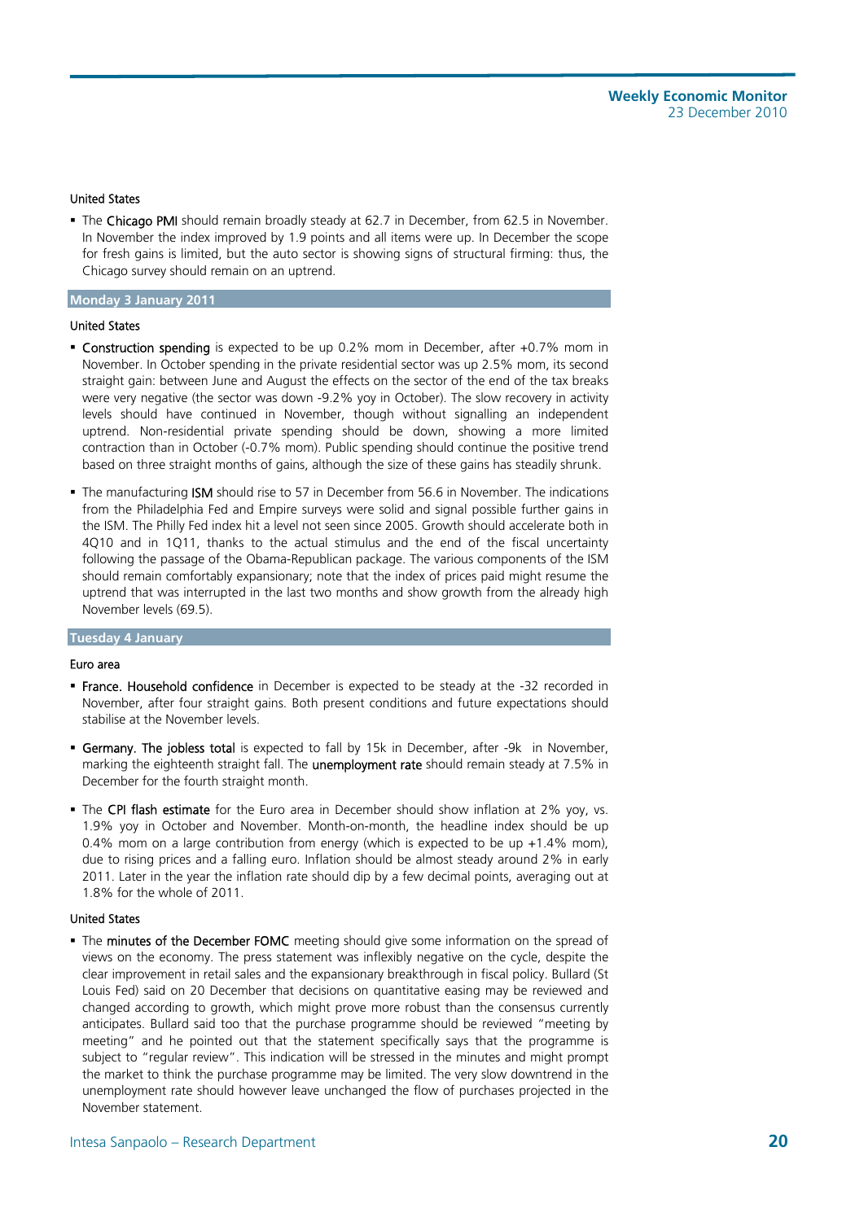### United States

- The **Chicago PMI** should remain broadly steady at 62.7 in December, from 62.5 in November. In November the index improved by 1.9 points and all items were up. In December the scope for fresh gains is limited, but the auto sector is showing signs of structural firming: thus, the Chicago survey should remain on an uptrend.

## Monday 3 January 2011

### United States

- **Construction spending** is expected to be up 0.2% mom in December, after +0.7% mom in November. In October spending in the private residential sector was up 2.5% mom, its second straight gain: between June and August the effects on the sector of the end of the tax breaks were very negative (the sector was down -9.2% yoy in October). The slow recovery in activity levels should have continued in November, though without signalling an independent uptrend. Non-residential private spending should be down, showing a more limited contraction than in October (-0.7% mom). Public spending should continue the positive trend based on three straight months of gains, although the size of these gains has steadily shrunk.

- The manufacturing **ISM** should rise to 57 in December from 56.6 in November. The indications from the Philadelphia Fed and Empire surveys were solid and signal possible further gains in the ISM. The Philly Fed index hit a level not seen since 2005. Growth should accelerate both in 4Q10 and in 1Q11, thanks to the actual stimulus and the end of the fiscal uncertainty following the passage of the Obama-Republican package. The various components of the ISM should remain comfortably expansionary; note that the index of prices paid might resume the uptrend that was interrupted in the last two months and show growth from the already high November levels (69.5).

## Tuesday 4 January

### Euro area

- **France. Household confidence** in December is expected to be steady at the -32 recorded in November, after four straight gains. Both present conditions and future expectations should stabilise at the November levels.

- **Germany. The jobless total** is expected to fall by 15k in December, after -9k in November, marking the eighteenth straight fall. The **unemployment rate** should remain steady at 7.5% in December for the fourth straight month.

- The **CPI flash estimate** for the Euro area in December should show inflation at 2% yoy, vs. 1.9% yoy in October and November. Month-on-month, the headline index should be up 0.4% mom on a large contribution from energy (which is expected to be up +1.4% mom), due to rising prices and a falling euro. Inflation should be almost steady around 2% in early 2011. Later in the year the inflation rate should dip by a few decimal points, averaging out at 1.8% for the whole of 2011.

### United States

- The **minutes of the December FOMC** meeting should give some information on the spread of views on the economy. The press statement was inflexibly negative on the cycle, despite the clear improvement in retail sales and the expansionary breakthrough in fiscal policy. Bullard (St Louis Fed) said on 20 December that decisions on quantitative easing may be reviewed and changed according to growth, which might prove more robust than the consensus currently anticipates. Bullard said too that the purchase programme should be reviewed "meeting by meeting" and he pointed out that the statement specifically says that the programme is subject to "regular review". This indication will be stressed in the minutes and might prompt the market to think the purchase programme may be limited. The very slow downtrend in the unemployment rate should however leave unchanged the flow of purchases projected in the November statement.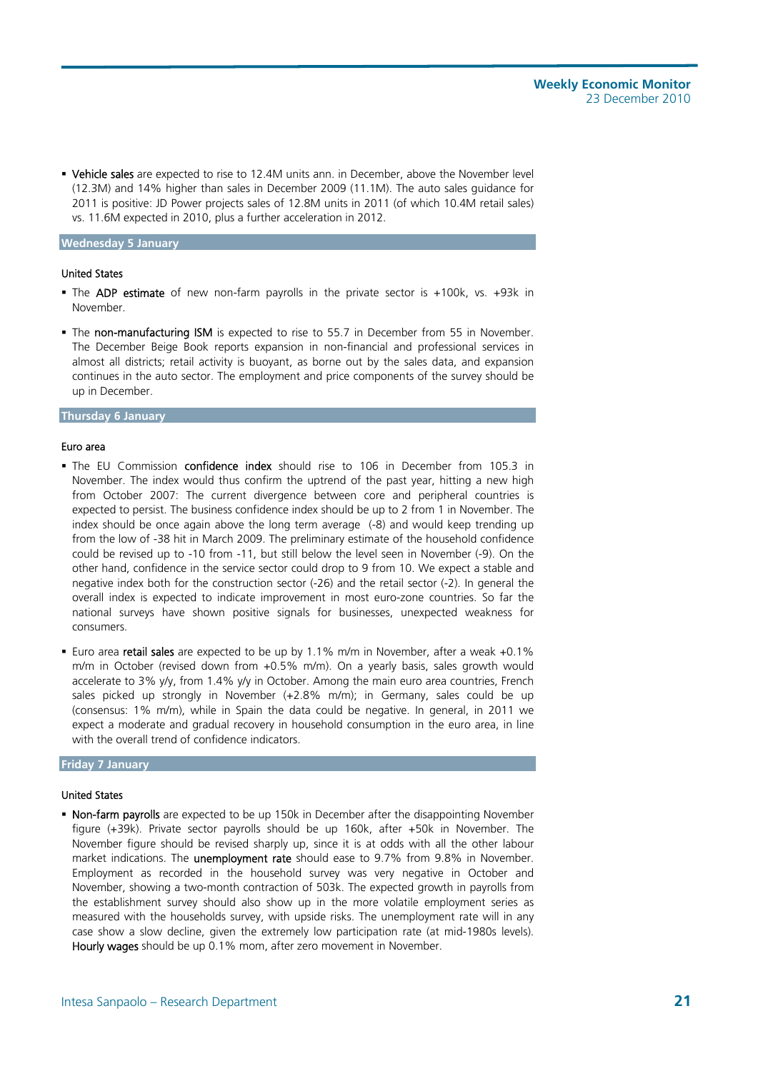- **Vehicle sales** are expected to rise to 12.4M units ann. in December, above the November level (12.3M) and 14% higher than sales in December 2009 (11.1M). The auto sales guidance for 2011 is positive: JD Power projects sales of 12.8M units in 2011 (of which 10.4M retail sales) vs. 11.6M expected in 2010, plus a further acceleration in 2012.

## Wednesday 5 January

### United States

- The **ADP estimate** of new non-farm payrolls in the private sector is +100k, vs. +93k in November.
- The **non-manufacturing ISM** is expected to rise to 55.7 in December from 55 in November. The December Beige Book reports expansion in non-financial and professional services in almost all districts; retail activity is buoyant, as borne out by the sales data, and expansion continues in the auto sector. The employment and price components of the survey should be up in December.

## Thursday 6 January

### Euro area

- The EU Commission **confidence index** should rise to 106 in December from 105.3 in November. The index would thus confirm the uptrend of the past year, hitting a new high from October 2007: The current divergence between core and peripheral countries is expected to persist. The business confidence index should be up to 2 from 1 in November. The index should be once again above the long term average (-8) and would keep trending up from the low of -38 hit in March 2009. The preliminary estimate of the household confidence could be revised up to -10 from -11, but still below the level seen in November (-9). On the other hand, confidence in the service sector could drop to 9 from 10. We expect a stable and negative index both for the construction sector (-26) and the retail sector (-2). In general the overall index is expected to indicate improvement in most euro-zone countries. So far the national surveys have shown positive signals for businesses, unexpected weakness for consumers.
- Euro area **retail sales** are expected to be up by 1.1% m/m in November, after a weak +0.1% m/m in October (revised down from +0.5% m/m). On a yearly basis, sales growth would accelerate to 3% y/y, from 1.4% y/y in October. Among the main euro area countries, French sales picked up strongly in November (+2.8% m/m); in Germany, sales could be up (consensus: 1% m/m), while in Spain the data could be negative. In general, in 2011 we expect a moderate and gradual recovery in household consumption in the euro area, in line with the overall trend of confidence indicators.

## Friday 7 January

### United States

- **Non-farm payrolls** are expected to be up 150k in December after the disappointing November figure (+39k). Private sector payrolls should be up 160k, after +50k in November. The November figure should be revised sharply up, since it is at odds with all the other labour market indications. The **unemployment rate** should ease to 9.7% from 9.8% in November. Employment as recorded in the household survey was very negative in October and November, showing a two-month contraction of 503k. The expected growth in payrolls from the establishment survey should also show up in the more volatile employment series as measured with the households survey, with upside risks. The unemployment rate will in any case show a slow decline, given the extremely low participation rate (at mid-1980s levels). **Hourly wages** should be up 0.1% mom, after zero movement in November.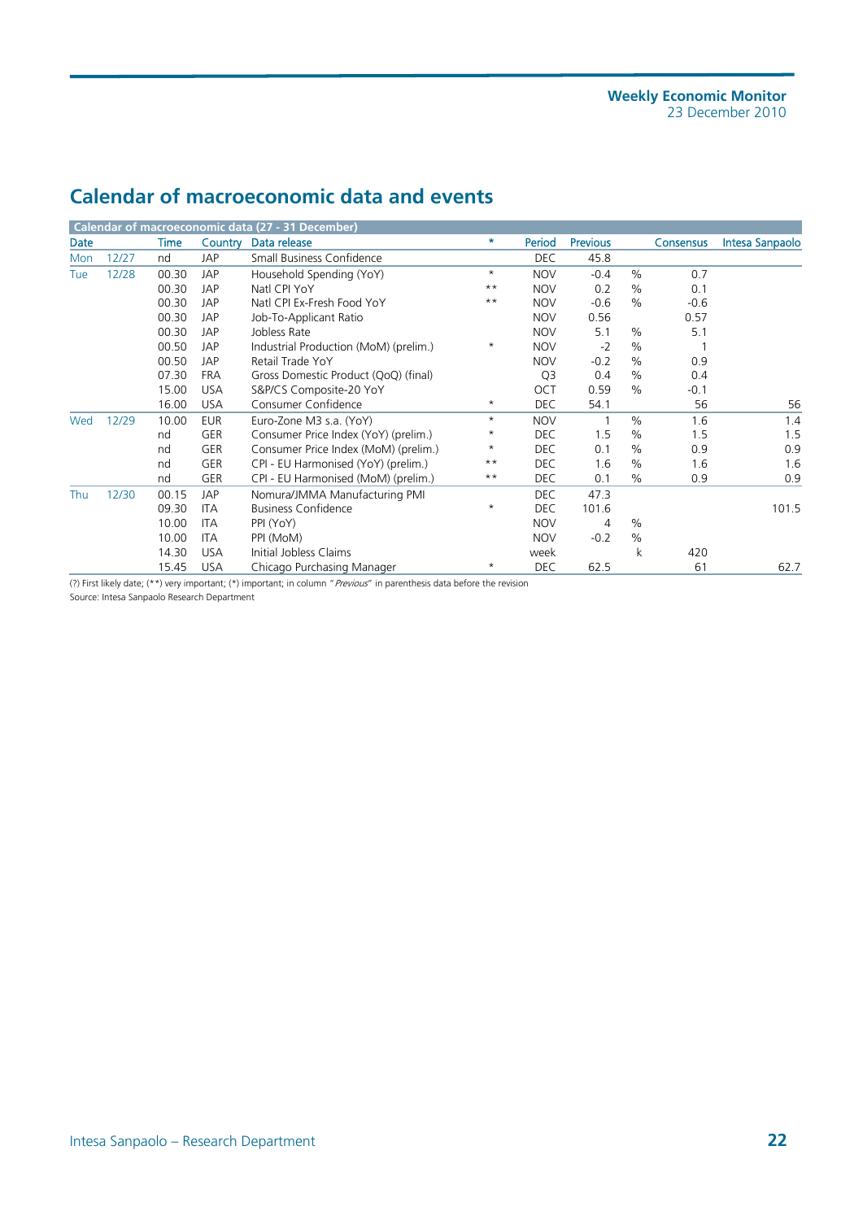## Calendar of macroeconomic data and events

| Calendar of macroeconomic data (27 - 31 December) | | | | | | | | | | |
|---|---|---|---|---|---|---|---|---|---|---|
| Date | | Time | Country | Data release | * | Period | Previous | | Consensus | Intesa Sanpaolo |
| Mon | 12/27 | nd | JAP | Small Business Confidence | | DEC | 45.8 | | | |
| Tue | 12/28 | 00.30 | JAP | Household Spending (YoY) | * | NOV | -0.4 | % | 0.7 | |
| | | 00.30 | JAP | Natl CPI YoY | ** | NOV | 0.2 | % | 0.1 | |
| | | 00.30 | JAP | Natl CPI Ex-Fresh Food YoY | ** | NOV | -0.6 | % | -0.6 | |
| | | 00.30 | JAP | Job-To-Applicant Ratio | | NOV | 0.56 | | 0.57 | |
| | | 00.30 | JAP | Jobless Rate | | NOV | 5.1 | % | 5.1 | |
| | | 00.50 | JAP | Industrial Production (MoM) (prelim.) | * | NOV | -2 | % | 1 | |
| | | 00.50 | JAP | Retail Trade YoY | | NOV | -0.2 | % | 0.9 | |
| | | 07.30 | FRA | Gross Domestic Product (QoQ) (final) | | Q3 | 0.4 | % | 0.4 | |
| | | 15.00 | USA | S&P/CS Composite-20 YoY | | OCT | 0.59 | % | -0.1 | |
| | | 16.00 | USA | Consumer Confidence | * | DEC | 54.1 | | 56 | 56 |
| Wed | 12/29 | 10.00 | EUR | Euro-Zone M3 s.a. (YoY) | * | NOV | 1 | % | 1.6 | 1.4 |
| | | nd | GER | Consumer Price Index (YoY) (prelim.) | * | DEC | 1.5 | % | 1.5 | 1.5 |
| | | nd | GER | Consumer Price Index (MoM) (prelim.) | * | DEC | 0.1 | % | 0.9 | 0.9 |
| | | nd | GER | CPI - EU Harmonised (YoY) (prelim.) | ** | DEC | 1.6 | % | 1.6 | 1.6 |
| | | nd | GER | CPI - EU Harmonised (MoM) (prelim.) | ** | DEC | 0.1 | % | 0.9 | 0.9 |
| Thu | 12/30 | 00.15 | JAP | Nomura/JMMA Manufacturing PMI | | DEC | 47.3 | | | |
| | | 09.30 | ITA | Business Confidence | * | DEC | 101.6 | | | 101.5 |
| | | 10.00 | ITA | PPI (YoY) | | NOV | 4 | % | | |
| | | 10.00 | ITA | PPI (MoM) | | NOV | -0.2 | % | | |
| | | 14.30 | USA | Initial Jobless Claims | | week | | k | 420 | |
| | | 15.45 | USA | Chicago Purchasing Manager | * | DEC | 62.5 | | 61 | 62.7 |

(?) First likely date; (**) very important; (*) important; in column "*Previous*" in parenthesis data before the revision

Source: Intesa Sanpaolo Research Department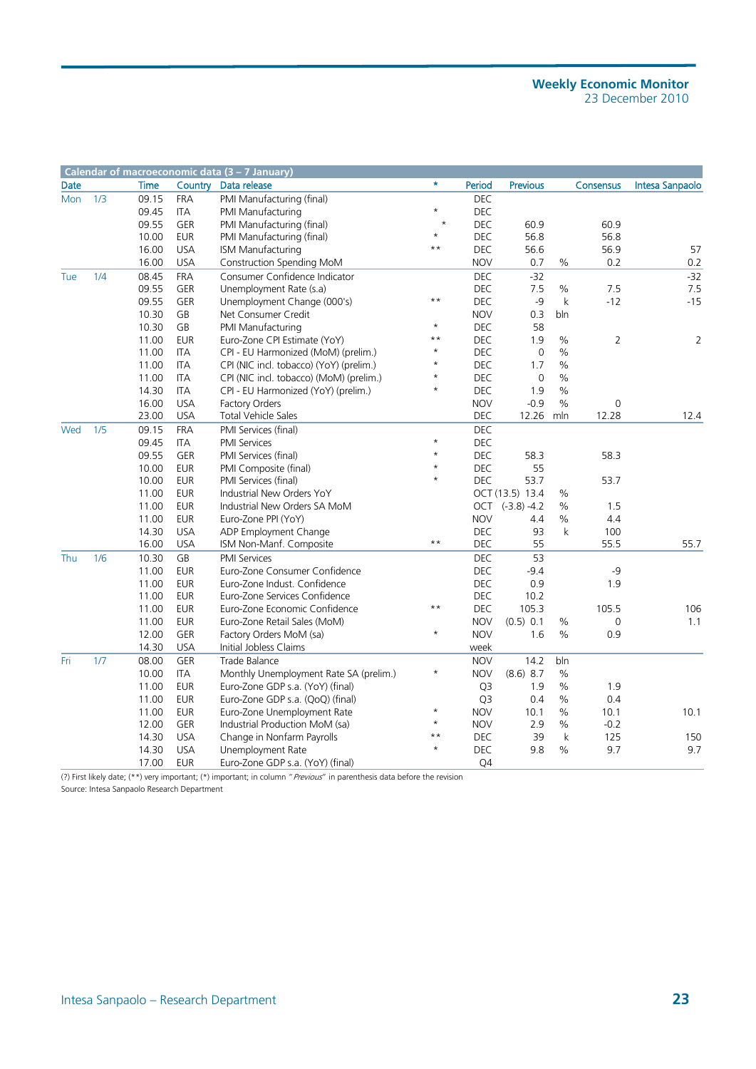**Calendar of macroeconomic data (3 – 7 January)**

| Date | | Time | Country | Data release | * | Period | Previous | | Consensus | Intesa Sanpaolo |
|---|---|---|---|---|---|---|---|---|---|---|
| Mon | 1/3 | 09.15 | FRA | PMI Manufacturing (final) | | DEC | | | | |
| | | 09.45 | ITA | PMI Manufacturing | * | DEC | | | | |
| | | 09.55 | GER | PMI Manufacturing (final) | * | DEC | 60.9 | | 60.9 | |
| | | 10.00 | EUR | PMI Manufacturing (final) | * | DEC | 56.8 | | 56.8 | |
| | | 16.00 | USA | ISM Manufacturing | ** | DEC | 56.6 | | 56.9 | 57 |
| | | 16.00 | USA | Construction Spending MoM | | NOV | 0.7 | % | 0.2 | 0.2 |
| Tue | 1/4 | 08.45 | FRA | Consumer Confidence Indicator | | DEC | -32 | | | -32 |
| | | 09.55 | GER | Unemployment Rate (s.a) | | DEC | 7.5 | % | 7.5 | 7.5 |
| | | 09.55 | GER | Unemployment Change (000's) | ** | DEC | -9 | k | -12 | -15 |
| | | 10.30 | GB | Net Consumer Credit | | NOV | 0.3 | bln | | |
| | | 10.30 | GB | PMI Manufacturing | * | DEC | 58 | | | |
| | | 11.00 | EUR | Euro-Zone CPI Estimate (YoY) | ** | DEC | 1.9 | % | 2 | 2 |
| | | 11.00 | ITA | CPI - EU Harmonized (MoM) (prelim.) | * | DEC | 0 | % | | |
| | | 11.00 | ITA | CPI (NIC incl. tobacco) (YoY) (prelim.) | * | DEC | 1.7 | % | | |
| | | 11.00 | ITA | CPI (NIC incl. tobacco) (MoM) (prelim.) | * | DEC | 0 | % | | |
| | | 14.30 | ITA | CPI - EU Harmonized (YoY) (prelim.) | * | DEC | 1.9 | % | | |
| | | 16.00 | USA | Factory Orders | | NOV | -0.9 | % | 0 | |
| | | 23.00 | USA | Total Vehicle Sales | | DEC | 12.26 | mln | 12.28 | 12.4 |
| Wed | 1/5 | 09.15 | FRA | PMI Services (final) | | DEC | | | | |
| | | 09.45 | ITA | PMI Services | * | DEC | | | | |
| | | 09.55 | GER | PMI Services (final) | * | DEC | 58.3 | | 58.3 | |
| | | 10.00 | EUR | PMI Composite (final) | * | DEC | 55 | | | |
| | | 10.00 | EUR | PMI Services (final) | * | DEC | 53.7 | | 53.7 | |
| | | 11.00 | EUR | Industrial New Orders YoY | | OCT | (13.5) 13.4 | % | | |
| | | 11.00 | EUR | Industrial New Orders SA MoM | | OCT | (-3.8) -4.2 | % | 1.5 | |
| | | 11.00 | EUR | Euro-Zone PPI (YoY) | | NOV | 4.4 | % | 4.4 | |
| | | 14.30 | USA | ADP Employment Change | | DEC | 93 | k | 100 | |
| | | 16.00 | USA | ISM Non-Manf. Composite | ** | DEC | 55 | | 55.5 | 55.7 |
| Thu | 1/6 | 10.30 | GB | PMI Services | | DEC | 53 | | | |
| | | 11.00 | EUR | Euro-Zone Consumer Confidence | | DEC | -9.4 | | -9 | |
| | | 11.00 | EUR | Euro-Zone Indust. Confidence | | DEC | 0.9 | | 1.9 | |
| | | 11.00 | EUR | Euro-Zone Services Confidence | | DEC | 10.2 | | | |
| | | 11.00 | EUR | Euro-Zone Economic Confidence | ** | DEC | 105.3 | | 105.5 | 106 |
| | | 11.00 | EUR | Euro-Zone Retail Sales (MoM) | | NOV | (0.5) 0.1 | % | 0 | 1.1 |
| | | 12.00 | GER | Factory Orders MoM (sa) | * | NOV | 1.6 | % | 0.9 | |
| | | 14.30 | USA | Initial Jobless Claims | | week | | | | |
| Fri | 1/7 | 08.00 | GER | Trade Balance | | NOV | 14.2 | bln | | |
| | | 10.00 | ITA | Monthly Unemployment Rate SA (prelim.) | * | NOV | (8.6) 8.7 | % | | |
| | | 11.00 | EUR | Euro-Zone GDP s.a. (YoY) (final) | | Q3 | 1.9 | % | 1.9 | |
| | | 11.00 | EUR | Euro-Zone GDP s.a. (QoQ) (final) | | Q3 | 0.4 | % | 0.4 | |
| | | 11.00 | EUR | Euro-Zone Unemployment Rate | * | NOV | 10.1 | % | 10.1 | 10.1 |
| | | 12.00 | GER | Industrial Production MoM (sa) | * | NOV | 2.9 | % | -0.2 | |
| | | 14.30 | USA | Change in Nonfarm Payrolls | ** | DEC | 39 | k | 125 | 150 |
| | | 14.30 | USA | Unemployment Rate | * | DEC | 9.8 | % | 9.7 | 9.7 |
| | | 17.00 | EUR | Euro-Zone GDP s.a. (YoY) (final) | | Q4 | | | | |

(?) First likely date; (**) very important; (*) important; in column "*Previous*" in parenthesis data before the revision

Source: Intesa Sanpaolo Research Department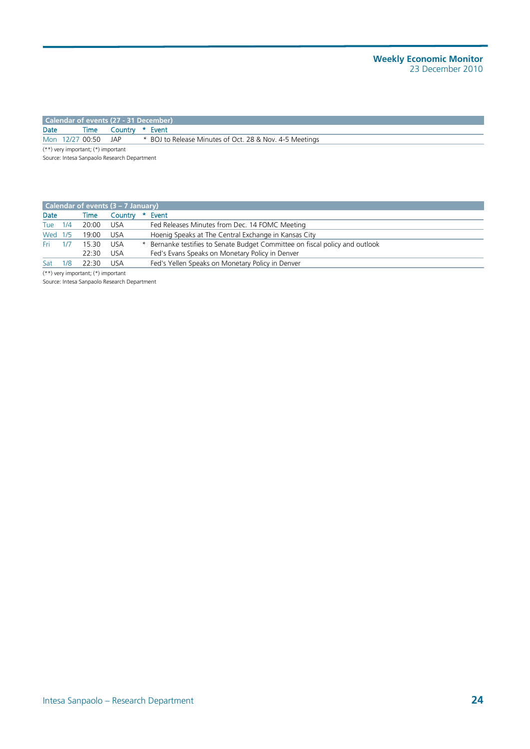| Calendar of events (27 - 31 December) | | | | |
|---|---|---|---|---|
| Date | Time | Country | * | Event |
| Mon 12/27 | 00:50 | JAP | * | BOJ to Release Minutes of Oct. 28 & Nov. 4-5 Meetings |

(**) very important; (*) important

Source: Intesa Sanpaolo Research Department

| Calendar of events (3 – 7 January) | | | | |
|---|---|---|---|---|
| Date | Time | Country | * | Event |
| Tue 1/4 | 20:00 | USA | | Fed Releases Minutes from Dec. 14 FOMC Meeting |
| Wed 1/5 | 19:00 | USA | | Hoenig Speaks at The Central Exchange in Kansas City |
| Fri 1/7 | 15.30 | USA | * | Bernanke testifies to Senate Budget Committee on fiscal policy and outlook |
| | 22:30 | USA | | Fed's Evans Speaks on Monetary Policy in Denver |
| Sat 1/8 | 22:30 | USA | | Fed's Yellen Speaks on Monetary Policy in Denver |

(**) very important; (*) important

Source: Intesa Sanpaolo Research Department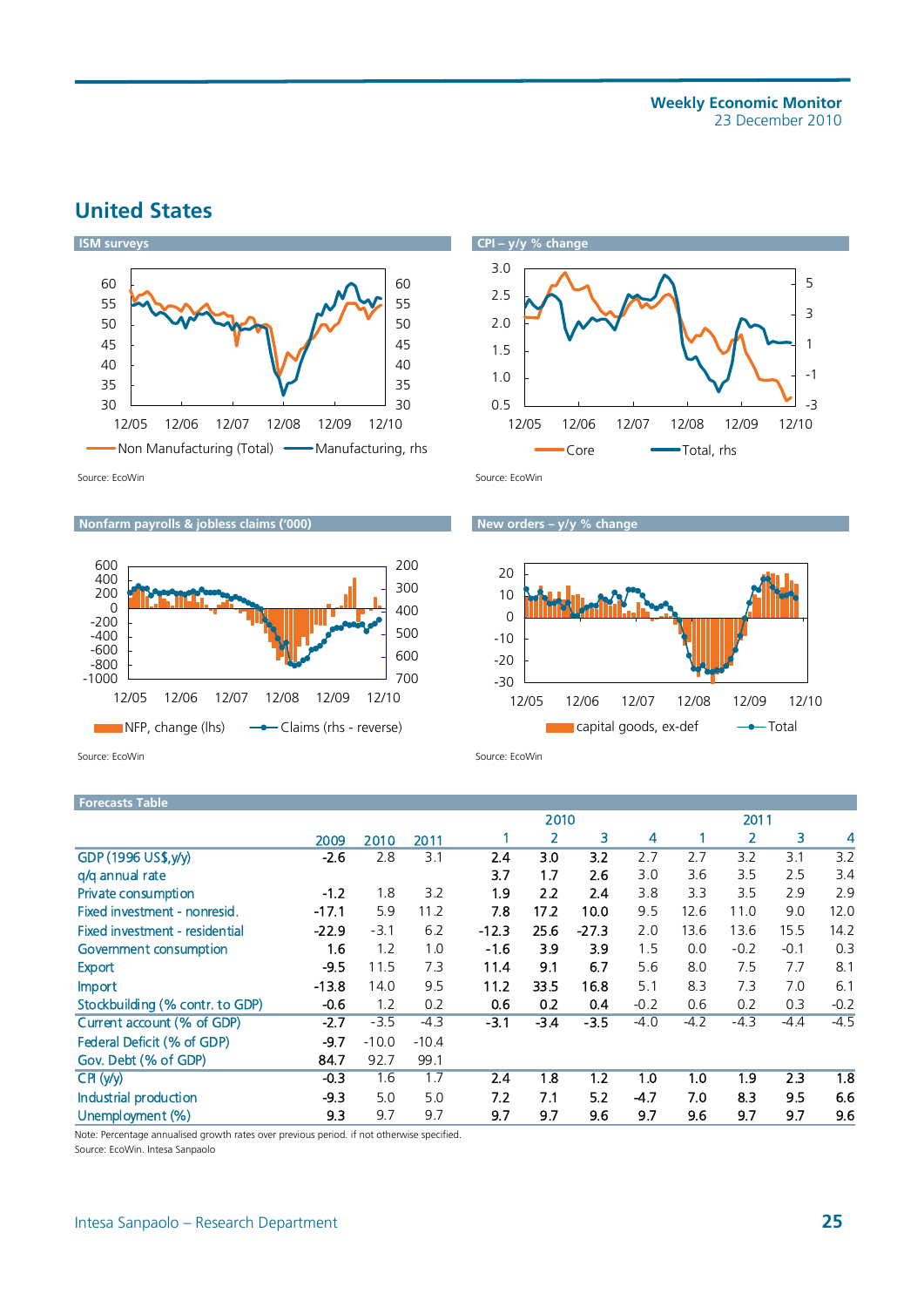## United States

**ISM surveys**

Source: EcoWin

**CPI – y/y % change**

Source: EcoWin

**Nonfarm payrolls & jobless claims ('000)**

Source: EcoWin

**New orders – y/y % change**

Source: EcoWin

**Forecasts Table**

| | 2009 | 2010 | 2011 | 2010 | | | | 2011 | | | |
|---|---|---|---|---|---|---|---|---|---|---|---|
| | | | | 1 | 2 | 3 | 4 | 1 | 2 | 3 | 4 |
| GDP (1996 US$,y/y) | -2.6 | 2.8 | 3.1 | 2.4 | 3.0 | 3.2 | 2.7 | 2.7 | 3.2 | 3.1 | 3.2 |
| q/q annual rate | | | | 3.7 | 1.7 | 2.6 | 3.0 | 3.6 | 3.5 | 2.5 | 3.4 |
| Private consumption | -1.2 | 1.8 | 3.2 | 1.9 | 2.2 | 2.4 | 3.8 | 3.3 | 3.5 | 2.9 | 2.9 |
| Fixed investment - nonresid. | -17.1 | 5.9 | 11.2 | 7.8 | 17.2 | 10.0 | 9.5 | 12.6 | 11.0 | 9.0 | 12.0 |
| Fixed investment - residential | -22.9 | -3.1 | 6.2 | -12.3 | 25.6 | -27.3 | 2.0 | 13.6 | 13.6 | 15.5 | 14.2 |
| Government consumption | 1.6 | 1.2 | 1.0 | -1.6 | 3.9 | 3.9 | 1.5 | 0.0 | -0.2 | -0.1 | 0.3 |
| Export | -9.5 | 11.5 | 7.3 | 11.4 | 9.1 | 6.7 | 5.6 | 8.0 | 7.5 | 7.7 | 8.1 |
| Import | -13.8 | 14.0 | 9.5 | 11.2 | 33.5 | 16.8 | 5.1 | 8.3 | 7.3 | 7.0 | 6.1 |
| Stockbuilding (% contr. to GDP) | -0.6 | 1.2 | 0.2 | 0.6 | 0.2 | 0.4 | -0.2 | 0.6 | 0.2 | 0.3 | -0.2 |
| Current account (% of GDP) | -2.7 | -3.5 | -4.3 | -3.1 | -3.4 | -3.5 | -4.0 | -4.2 | -4.3 | -4.4 | -4.5 |
| Federal Deficit (% of GDP) | -9.7 | -10.0 | -10.4 | | | | | | | | |
| Gov. Debt (% of GDP) | 84.7 | 92.7 | 99.1 | | | | | | | | |
| CPI (y/y) | -0.3 | 1.6 | 1.7 | 2.4 | 1.8 | 1.2 | 1.0 | 1.0 | 1.9 | 2.3 | 1.8 |
| Industrial production | -9.3 | 5.0 | 5.0 | 7.2 | 7.1 | 5.2 | -4.7 | 7.0 | 8.3 | 9.5 | 6.6 |
| Unemployment (%) | 9.3 | 9.7 | 9.7 | 9.7 | 9.7 | 9.6 | 9.7 | 9.6 | 9.7 | 9.7 | 9.6 |

Note: Percentage annualised growth rates over previous period. if not otherwise specified.
Source: EcoWin. Intesa Sanpaolo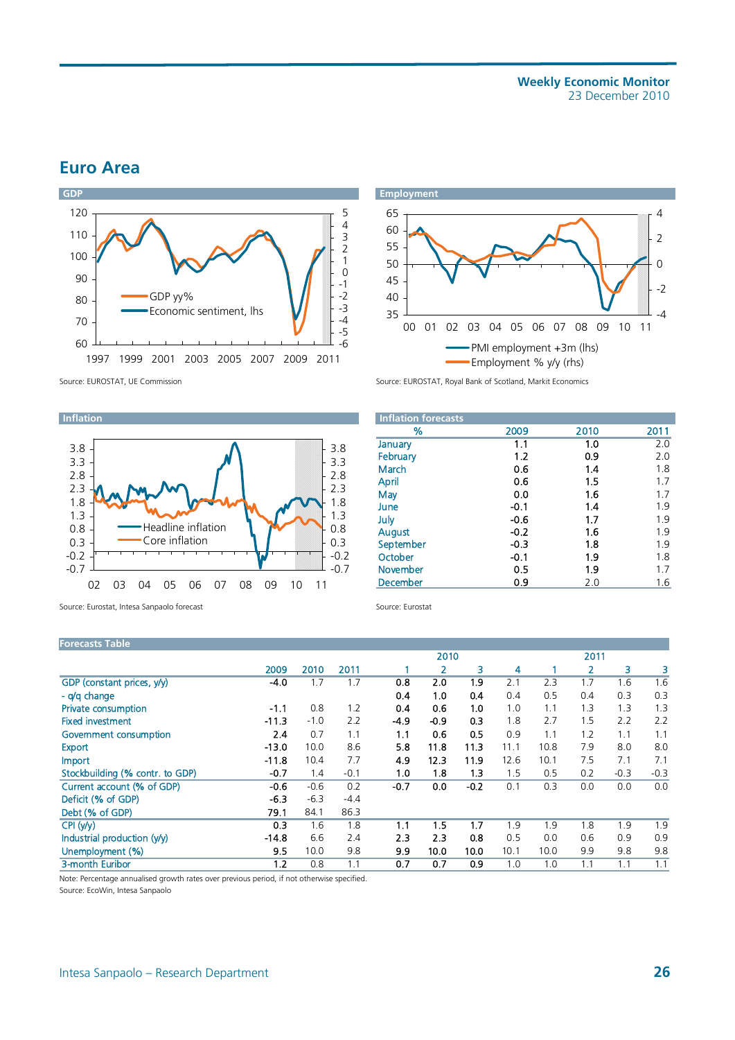## Euro Area

**GDP**

Source: EUROSTAT, UE Commission

**Employment**

Source: EUROSTAT, Royal Bank of Scotland, Markit Economics

**Inflation**

Source: Eurostat, Intesa Sanpaolo forecast

**Inflation forecasts**

| % | 2009 | 2010 | 2011 |
|---|---|---|---|
| January | 1.1 | 1.0 | 2.0 |
| February | 1.2 | 0.9 | 2.0 |
| March | 0.6 | 1.4 | 1.8 |
| April | 0.6 | 1.5 | 1.7 |
| May | 0.0 | 1.6 | 1.7 |
| June | -0.1 | 1.4 | 1.9 |
| July | -0.6 | 1.7 | 1.9 |
| August | -0.2 | 1.6 | 1.9 |
| September | -0.3 | 1.8 | 1.9 |
| October | -0.1 | 1.9 | 1.8 |
| November | 0.5 | 1.9 | 1.7 |
| December | 0.9 | 2.0 | 1.6 |

Source: Eurostat

**Forecasts Table**

| | 2009 | 2010 | 2011 | 2010 | | | | 2011 | | | |
|---|---|---|---|---|---|---|---|---|---|---|---|
| | | | | 1 | 2 | 3 | 4 | 1 | 2 | 3 | 3 |
| GDP (constant prices, y/y) | -4.0 | 1.7 | 1.7 | 0.8 | 2.0 | 1.9 | 2.1 | 2.3 | 1.7 | 1.6 | 1.6 |
| - q/q change | | | | 0.4 | 1.0 | 0.4 | 0.4 | 0.5 | 0.4 | 0.3 | 0.3 |
| Private consumption | -1.1 | 0.8 | 1.2 | 0.4 | 0.6 | 1.0 | 1.0 | 1.1 | 1.3 | 1.3 | 1.3 |
| Fixed investment | -11.3 | -1.0 | 2.2 | -4.9 | -0.9 | 0.3 | 1.8 | 2.7 | 1.5 | 2.2 | 2.2 |
| Government consumption | 2.4 | 0.7 | 1.1 | 1.1 | 0.6 | 0.5 | 0.9 | 1.1 | 1.2 | 1.1 | 1.1 |
| Export | -13.0 | 10.0 | 8.6 | 5.8 | 11.8 | 11.3 | 11.1 | 10.8 | 7.9 | 8.0 | 8.0 |
| Import | -11.8 | 10.4 | 7.7 | 4.9 | 12.3 | 11.9 | 12.6 | 10.1 | 7.5 | 7.1 | 7.1 |
| Stockbuilding (% contr. to GDP) | -0.7 | 1.4 | -0.1 | 1.0 | 1.8 | 1.3 | 1.5 | 0.5 | 0.2 | -0.3 | -0.3 |
| Current account (% of GDP) | -0.6 | -0.6 | 0.2 | -0.7 | 0.0 | -0.2 | 0.1 | 0.3 | 0.0 | 0.0 | 0.0 |
| Deficit (% of GDP) | -6.3 | -6.3 | -4.4 | | | | | | | | |
| Debt (% of GDP) | 79.1 | 84.1 | 86.3 | | | | | | | | |
| CPI (y/y) | 0.3 | 1.6 | 1.8 | 1.1 | 1.5 | 1.7 | 1.9 | 1.9 | 1.8 | 1.9 | 1.9 |
| Industrial production (y/y) | -14.8 | 6.6 | 2.4 | 2.3 | 2.3 | 0.8 | 0.5 | 0.0 | 0.6 | 0.9 | 0.9 |
| Unemployment (%) | 9.5 | 10.0 | 9.8 | 9.9 | 10.0 | 10.0 | 10.1 | 10.0 | 9.9 | 9.8 | 9.8 |
| 3-month Euribor | 1.2 | 0.8 | 1.1 | 0.7 | 0.7 | 0.9 | 1.0 | 1.0 | 1.1 | 1.1 | 1.1 |

Note: Percentage annualised growth rates over previous period, if not otherwise specified.
Source: EcoWin, Intesa Sanpaolo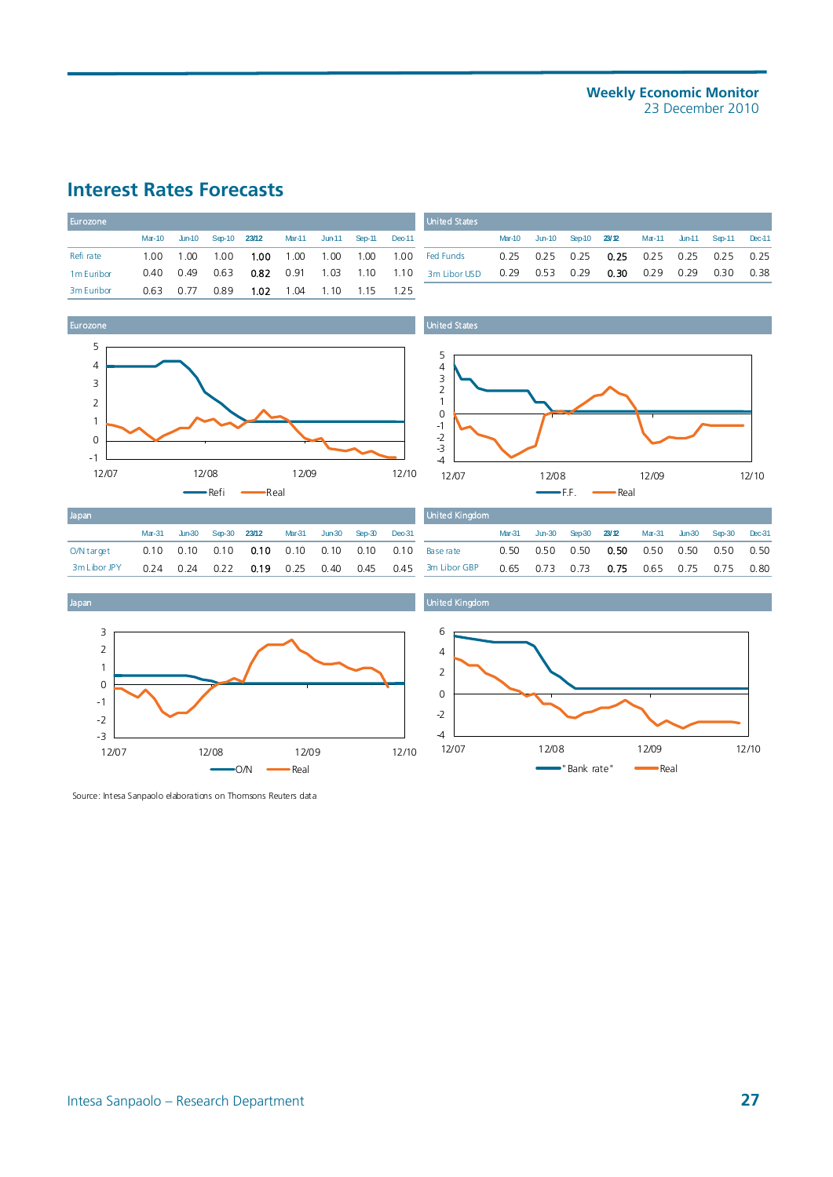## Interest Rates Forecasts

**Eurozone**

| | Mar-10 | Jun-10 | Sep-10 | 23/12 | Mar-11 | Jun-11 | Sep-11 | Dec-11 |
|---|---|---|---|---|---|---|---|---|
| Refi rate | 1.00 | 1.00 | 1.00 | **1.00** | 1.00 | 1.00 | 1.00 | 1.00 |
| 1m Euribor | 0.40 | 0.49 | 0.63 | **0.82** | 0.91 | 1.03 | 1.10 | 1.10 |
| 3m Euribor | 0.63 | 0.77 | 0.89 | **1.02** | 1.04 | 1.10 | 1.15 | 1.25 |

**United States**

| | Mar-10 | Jun-10 | Sep-10 | 23/12 | Mar-11 | Jun-11 | Sep-11 | Dec-11 |
|---|---|---|---|---|---|---|---|---|
| Fed Funds | 0.25 | 0.25 | 0.25 | **0.25** | 0.25 | 0.25 | 0.25 | 0.25 |
| 3m Libor USD | 0.29 | 0.53 | 0.29 | **0.30** | 0.29 | 0.29 | 0.30 | 0.38 |

Eurozone

Refi — Real

United States

F.F. — Real

**Japan**

| | Mar-31 | Jun-30 | Sep-30 | 23/12 | Mar-31 | Jun-30 | Sep-30 | Dec-31 |
|---|---|---|---|---|---|---|---|---|
| O/N target | 0.10 | 0.10 | 0.10 | **0.10** | 0.10 | 0.10 | 0.10 | 0.10 |
| 3m Libor JPY | 0.24 | 0.24 | 0.22 | **0.19** | 0.25 | 0.40 | 0.45 | 0.45 |

**United Kingdom**

| | Mar-31 | Jun-30 | Sep-30 | 23/12 | Mar-31 | Jun-30 | Sep-30 | Dec-31 |
|---|---|---|---|---|---|---|---|---|
| Base rate | 0.50 | 0.50 | 0.50 | **0.50** | 0.50 | 0.50 | 0.50 | 0.50 |
| 3m Libor GBP | 0.65 | 0.73 | 0.73 | **0.75** | 0.65 | 0.75 | 0.75 | 0.80 |

Japan

O/N — Real

United Kingdom

"Bank rate" — Real

Source: Intesa Sanpaolo elaborations on Thomsons Reuters data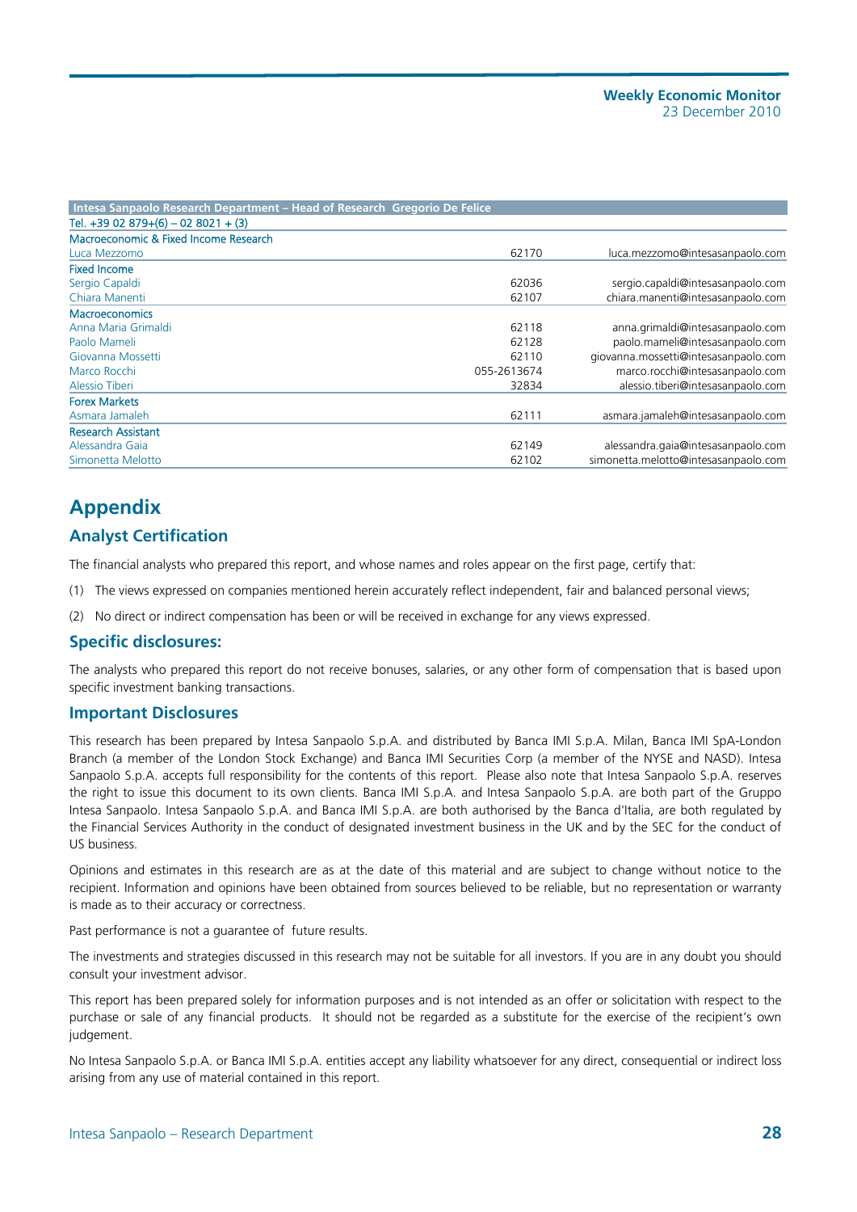| Intesa Sanpaolo Research Department – Head of Research Gregorio De Felice | | |
|---|---|---|
| Tel. +39 02 879+(6) – 02 8021 + (3) | | |
| **Macroeconomic & Fixed Income Research** | | |
| Luca Mezzomo | 62170 | luca.mezzomo@intesasanpaolo.com |
| **Fixed Income** | | |
| Sergio Capaldi | 62036 | sergio.capaldi@intesasanpaolo.com |
| Chiara Manenti | 62107 | chiara.manenti@intesasanpaolo.com |
| **Macroeconomics** | | |
| Anna Maria Grimaldi | 62118 | anna.grimaldi@intesasanpaolo.com |
| Paolo Mameli | 62128 | paolo.mameli@intesasanpaolo.com |
| Giovanna Mossetti | 62110 | giovanna.mossetti@intesasanpaolo.com |
| Marco Rocchi | 055-2613674 | marco.rocchi@intesasanpaolo.com |
| Alessio Tiberi | 32834 | alessio.tiberi@intesasanpaolo.com |
| **Forex Markets** | | |
| Asmara Jamaleh | 62111 | asmara.jamaleh@intesasanpaolo.com |
| **Research Assistant** | | |
| Alessandra Gaia | 62149 | alessandra.gaia@intesasanpaolo.com |
| Simonetta Melotto | 62102 | simonetta.melotto@intesasanpaolo.com |

# Appendix

## Analyst Certification

The financial analysts who prepared this report, and whose names and roles appear on the first page, certify that:

(1) The views expressed on companies mentioned herein accurately reflect independent, fair and balanced personal views;

(2) No direct or indirect compensation has been or will be received in exchange for any views expressed.

## Specific disclosures:

The analysts who prepared this report do not receive bonuses, salaries, or any other form of compensation that is based upon specific investment banking transactions.

## Important Disclosures

This research has been prepared by Intesa Sanpaolo S.p.A. and distributed by Banca IMI S.p.A. Milan, Banca IMI SpA-London Branch (a member of the London Stock Exchange) and Banca IMI Securities Corp (a member of the NYSE and NASD). Intesa Sanpaolo S.p.A. accepts full responsibility for the contents of this report. Please also note that Intesa Sanpaolo S.p.A. reserves the right to issue this document to its own clients. Banca IMI S.p.A. and Intesa Sanpaolo S.p.A. are both part of the Gruppo Intesa Sanpaolo. Intesa Sanpaolo S.p.A. and Banca IMI S.p.A. are both authorised by the Banca d'Italia, are both regulated by the Financial Services Authority in the conduct of designated investment business in the UK and by the SEC for the conduct of US business.

Opinions and estimates in this research are as at the date of this material and are subject to change without notice to the recipient. Information and opinions have been obtained from sources believed to be reliable, but no representation or warranty is made as to their accuracy or correctness.

Past performance is not a guarantee of future results.

The investments and strategies discussed in this research may not be suitable for all investors. If you are in any doubt you should consult your investment advisor.

This report has been prepared solely for information purposes and is not intended as an offer or solicitation with respect to the purchase or sale of any financial products. It should not be regarded as a substitute for the exercise of the recipient's own judgement.

No Intesa Sanpaolo S.p.A. or Banca IMI S.p.A. entities accept any liability whatsoever for any direct, consequential or indirect loss arising from any use of material contained in this report.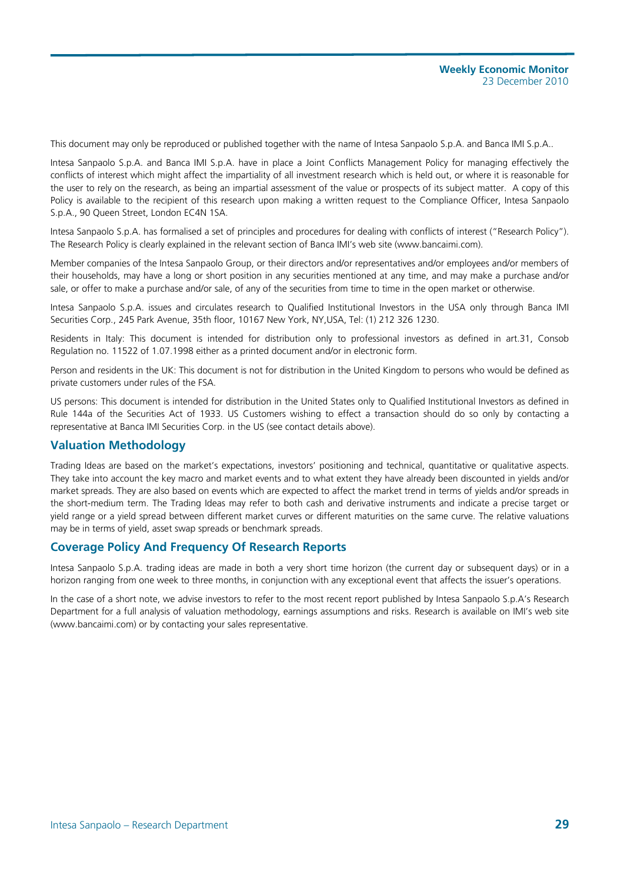This document may only be reproduced or published together with the name of Intesa Sanpaolo S.p.A. and Banca IMI S.p.A..

Intesa Sanpaolo S.p.A. and Banca IMI S.p.A. have in place a Joint Conflicts Management Policy for managing effectively the conflicts of interest which might affect the impartiality of all investment research which is held out, or where it is reasonable for the user to rely on the research, as being an impartial assessment of the value or prospects of its subject matter. A copy of this Policy is available to the recipient of this research upon making a written request to the Compliance Officer, Intesa Sanpaolo S.p.A., 90 Queen Street, London EC4N 1SA.

Intesa Sanpaolo S.p.A. has formalised a set of principles and procedures for dealing with conflicts of interest ("Research Policy"). The Research Policy is clearly explained in the relevant section of Banca IMI's web site (www.bancaimi.com).

Member companies of the Intesa Sanpaolo Group, or their directors and/or representatives and/or employees and/or members of their households, may have a long or short position in any securities mentioned at any time, and may make a purchase and/or sale, or offer to make a purchase and/or sale, of any of the securities from time to time in the open market or otherwise.

Intesa Sanpaolo S.p.A. issues and circulates research to Qualified Institutional Investors in the USA only through Banca IMI Securities Corp., 245 Park Avenue, 35th floor, 10167 New York, NY,USA, Tel: (1) 212 326 1230.

Residents in Italy: This document is intended for distribution only to professional investors as defined in art.31, Consob Regulation no. 11522 of 1.07.1998 either as a printed document and/or in electronic form.

Person and residents in the UK: This document is not for distribution in the United Kingdom to persons who would be defined as private customers under rules of the FSA.

US persons: This document is intended for distribution in the United States only to Qualified Institutional Investors as defined in Rule 144a of the Securities Act of 1933. US Customers wishing to effect a transaction should do so only by contacting a representative at Banca IMI Securities Corp. in the US (see contact details above).

## Valuation Methodology

Trading Ideas are based on the market's expectations, investors' positioning and technical, quantitative or qualitative aspects. They take into account the key macro and market events and to what extent they have already been discounted in yields and/or market spreads. They are also based on events which are expected to affect the market trend in terms of yields and/or spreads in the short-medium term. The Trading Ideas may refer to both cash and derivative instruments and indicate a precise target or yield range or a yield spread between different market curves or different maturities on the same curve. The relative valuations may be in terms of yield, asset swap spreads or benchmark spreads.

## Coverage Policy And Frequency Of Research Reports

Intesa Sanpaolo S.p.A. trading ideas are made in both a very short time horizon (the current day or subsequent days) or in a horizon ranging from one week to three months, in conjunction with any exceptional event that affects the issuer's operations.

In the case of a short note, we advise investors to refer to the most recent report published by Intesa Sanpaolo S.p.A's Research Department for a full analysis of valuation methodology, earnings assumptions and risks. Research is available on IMI's web site (www.bancaimi.com) or by contacting your sales representative.